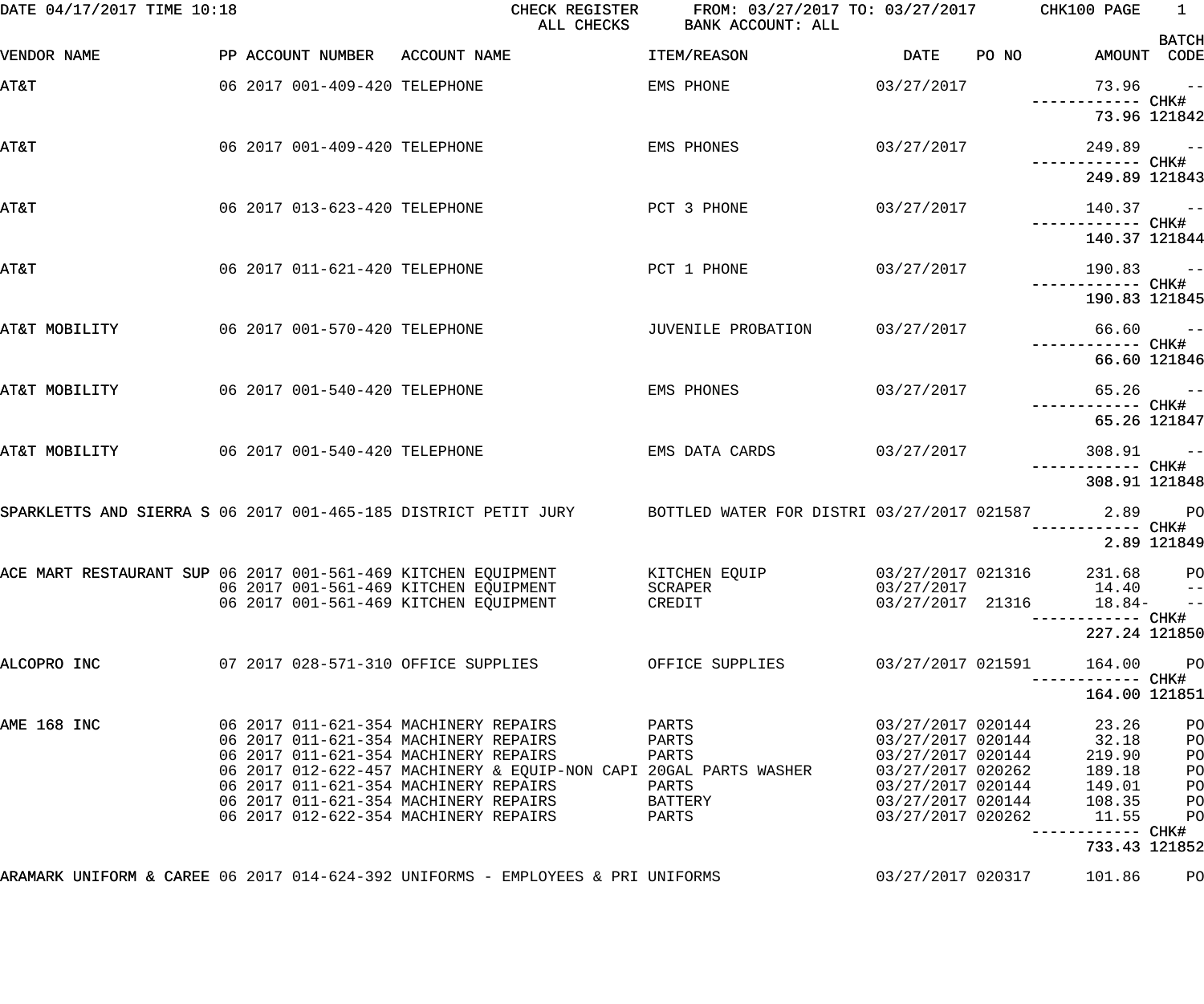DATE 04/17/2017 TIME 10:18 CHECK REGISTER FROM: 03/27/2017 TO: 03/27/2017 CHK100 PAGE 1

ALL CHECKS BANK ACCOUNT: ALL

| VENDOR NAME | PP | ACCOUNT NUMBER | ACCOUNT NAME | ITEM/REASON | DATE | PO NO | AMOUNT | BATCH CODE |
|---|---|---|---|---|---|---|---|---|
| AT&T | 06 2017 | 001-409-420 | TELEPHONE | EMS PHONE | 03/27/2017 | | 73.96 | -- |
| | | | | | | | ------------ | CHK# |
| | | | | | | | 73.96 | 121842 |
| AT&T | 06 2017 | 001-409-420 | TELEPHONE | EMS PHONES | 03/27/2017 | | 249.89 | -- |
| | | | | | | | ------------ | CHK# |
| | | | | | | | 249.89 | 121843 |
| AT&T | 06 2017 | 013-623-420 | TELEPHONE | PCT 3 PHONE | 03/27/2017 | | 140.37 | -- |
| | | | | | | | ------------ | CHK# |
| | | | | | | | 140.37 | 121844 |
| AT&T | 06 2017 | 011-621-420 | TELEPHONE | PCT 1 PHONE | 03/27/2017 | | 190.83 | -- |
| | | | | | | | ------------ | CHK# |
| | | | | | | | 190.83 | 121845 |
| AT&T MOBILITY | 06 2017 | 001-570-420 | TELEPHONE | JUVENILE PROBATION | 03/27/2017 | | 66.60 | -- |
| | | | | | | | ------------ | CHK# |
| | | | | | | | 66.60 | 121846 |
| AT&T MOBILITY | 06 2017 | 001-540-420 | TELEPHONE | EMS PHONES | 03/27/2017 | | 65.26 | -- |
| | | | | | | | ------------ | CHK# |
| | | | | | | | 65.26 | 121847 |
| AT&T MOBILITY | 06 2017 | 001-540-420 | TELEPHONE | EMS DATA CARDS | 03/27/2017 | | 308.91 | -- |
| | | | | | | | ------------ | CHK# |
| | | | | | | | 308.91 | 121848 |
| SPARKLETTS AND SIERRA S | 06 2017 | 001-465-185 | DISTRICT PETIT JURY | BOTTLED WATER FOR DISTRI | 03/27/2017 | 021587 | 2.89 | PO |
| | | | | | | | ------------ | CHK# |
| | | | | | | | 2.89 | 121849 |
| ACE MART RESTAURANT SUP | 06 2017 | 001-561-469 | KITCHEN EQUIPMENT | KITCHEN EQUIP | 03/27/2017 | 021316 | 231.68 | PO |
| | 06 2017 | 001-561-469 | KITCHEN EQUIPMENT | SCRAPER | 03/27/2017 | | 14.40 | -- |
| | 06 2017 | 001-561-469 | KITCHEN EQUIPMENT | CREDIT | 03/27/2017 | 21316 | 18.84- | -- |
| | | | | | | | ------------ | CHK# |
| | | | | | | | 227.24 | 121850 |
| ALCOPRO INC | 07 2017 | 028-571-310 | OFFICE SUPPLIES | OFFICE SUPPLIES | 03/27/2017 | 021591 | 164.00 | PO |
| | | | | | | | ------------ | CHK# |
| | | | | | | | 164.00 | 121851 |
| AME 168 INC | 06 2017 | 011-621-354 | MACHINERY REPAIRS | PARTS | 03/27/2017 | 020144 | 23.26 | PO |
| | 06 2017 | 011-621-354 | MACHINERY REPAIRS | PARTS | 03/27/2017 | 020144 | 32.18 | PO |
| | 06 2017 | 011-621-354 | MACHINERY REPAIRS | PARTS | 03/27/2017 | 020144 | 219.90 | PO |
| | 06 2017 | 012-622-457 | MACHINERY & EQUIP-NON CAPI | 20GAL PARTS WASHER | 03/27/2017 | 020262 | 189.18 | PO |
| | 06 2017 | 011-621-354 | MACHINERY REPAIRS | PARTS | 03/27/2017 | 020144 | 149.01 | PO |
| | 06 2017 | 011-621-354 | MACHINERY REPAIRS | BATTERY | 03/27/2017 | 020144 | 108.35 | PO |
| | 06 2017 | 012-622-354 | MACHINERY REPAIRS | PARTS | 03/27/2017 | 020262 | 11.55 | PO |
| | | | | | | | ------------ | CHK# |
| | | | | | | | 733.43 | 121852 |
| ARAMARK UNIFORM & CAREE | 06 2017 | 014-624-392 | UNIFORMS - EMPLOYEES & PRI | UNIFORMS | 03/27/2017 | 020317 | 101.86 | PO |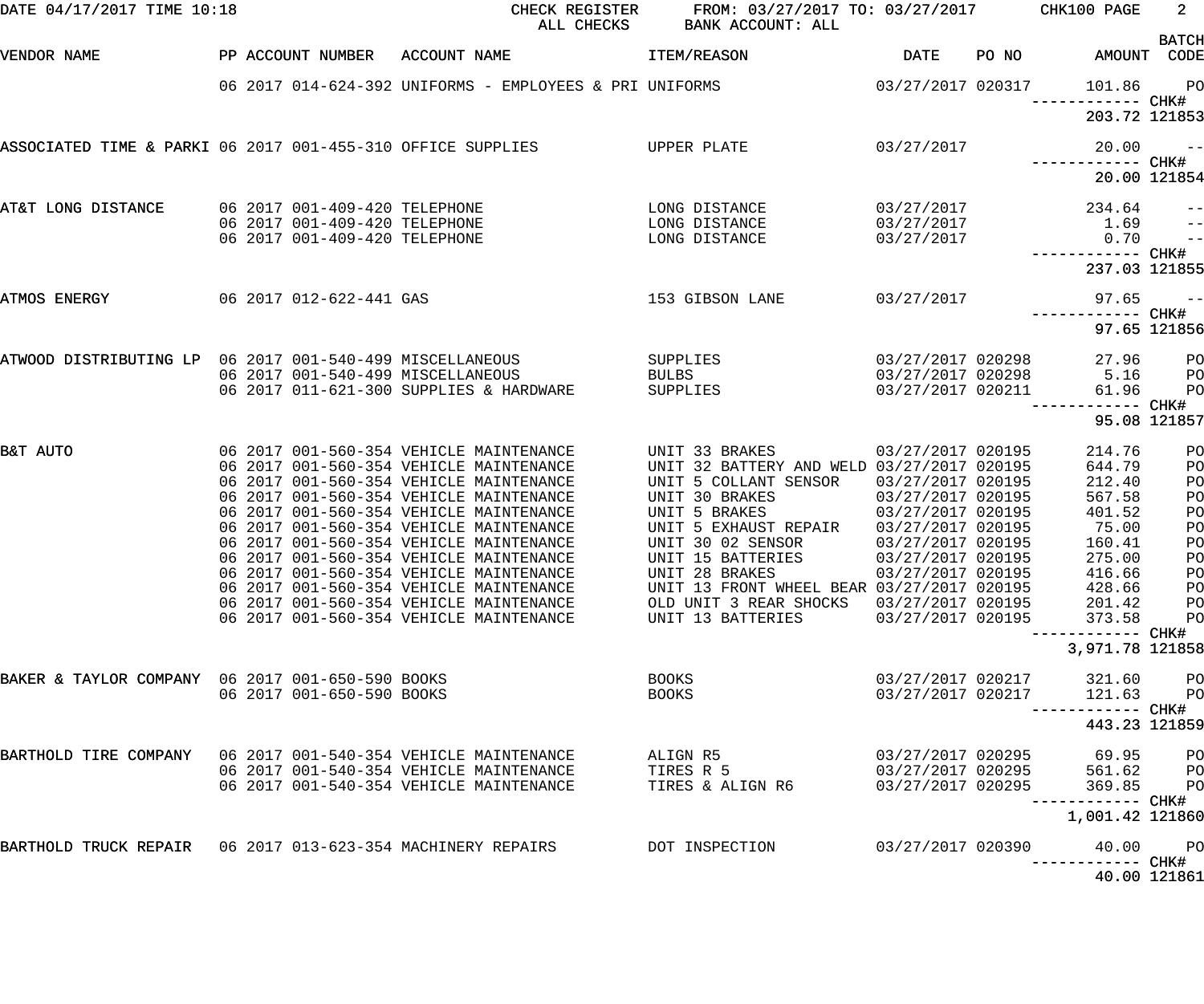DATE 04/17/2017 TIME 10:18 CHECK REGISTER ALL CHECKS FROM: 03/27/2017 TO: 03/27/2017 BANK ACCOUNT: ALL CHK100 PAGE 2

| VENDOR NAME | PP | ACCOUNT NUMBER | ACCOUNT NAME | ITEM/REASON | DATE | PO NO | AMOUNT | BATCH CODE |
|---|---|---|---|---|---|---|---|---|
| | 06 2017 | 014-624-392 | UNIFORMS - EMPLOYEES & PRI | UNIFORMS | 03/27/2017 | 020317 | 101.86 | PO |
| | | | | | | | ------------ | CHK# |
| | | | | | | | 203.72 | 121853 |
| ASSOCIATED TIME & PARKI | 06 2017 | 001-455-310 | OFFICE SUPPLIES | UPPER PLATE | 03/27/2017 | | 20.00 | -- |
| | | | | | | | ------------ | CHK# |
| | | | | | | | 20.00 | 121854 |
| AT&T LONG DISTANCE | 06 2017 | 001-409-420 | TELEPHONE | LONG DISTANCE | 03/27/2017 | | 234.64 | -- |
| | 06 2017 | 001-409-420 | TELEPHONE | LONG DISTANCE | 03/27/2017 | | 1.69 | -- |
| | 06 2017 | 001-409-420 | TELEPHONE | LONG DISTANCE | 03/27/2017 | | 0.70 | -- |
| | | | | | | | ------------ | CHK# |
| | | | | | | | 237.03 | 121855 |
| ATMOS ENERGY | 06 2017 | 012-622-441 | GAS | 153 GIBSON LANE | 03/27/2017 | | 97.65 | -- |
| | | | | | | | ------------ | CHK# |
| | | | | | | | 97.65 | 121856 |
| ATWOOD DISTRIBUTING LP | 06 2017 | 001-540-499 | MISCELLANEOUS | SUPPLIES | 03/27/2017 | 020298 | 27.96 | PO |
| | 06 2017 | 001-540-499 | MISCELLANEOUS | BULBS | 03/27/2017 | 020298 | 5.16 | PO |
| | 06 2017 | 011-621-300 | SUPPLIES & HARDWARE | SUPPLIES | 03/27/2017 | 020211 | 61.96 | PO |
| | | | | | | | ------------ | CHK# |
| | | | | | | | 95.08 | 121857 |
| B&T AUTO | 06 2017 | 001-560-354 | VEHICLE MAINTENANCE | UNIT 33 BRAKES | 03/27/2017 | 020195 | 214.76 | PO |
| | 06 2017 | 001-560-354 | VEHICLE MAINTENANCE | UNIT 32 BATTERY AND WELD | 03/27/2017 | 020195 | 644.79 | PO |
| | 06 2017 | 001-560-354 | VEHICLE MAINTENANCE | UNIT 5 COLLANT SENSOR | 03/27/2017 | 020195 | 212.40 | PO |
| | 06 2017 | 001-560-354 | VEHICLE MAINTENANCE | UNIT 30 BRAKES | 03/27/2017 | 020195 | 567.58 | PO |
| | 06 2017 | 001-560-354 | VEHICLE MAINTENANCE | UNIT 5 BRAKES | 03/27/2017 | 020195 | 401.52 | PO |
| | 06 2017 | 001-560-354 | VEHICLE MAINTENANCE | UNIT 5 EXHAUST REPAIR | 03/27/2017 | 020195 | 75.00 | PO |
| | 06 2017 | 001-560-354 | VEHICLE MAINTENANCE | UNIT 30 02 SENSOR | 03/27/2017 | 020195 | 160.41 | PO |
| | 06 2017 | 001-560-354 | VEHICLE MAINTENANCE | UNIT 15 BATTERIES | 03/27/2017 | 020195 | 275.00 | PO |
| | 06 2017 | 001-560-354 | VEHICLE MAINTENANCE | UNIT 28 BRAKES | 03/27/2017 | 020195 | 416.66 | PO |
| | 06 2017 | 001-560-354 | VEHICLE MAINTENANCE | UNIT 13 FRONT WHEEL BEAR | 03/27/2017 | 020195 | 428.66 | PO |
| | 06 2017 | 001-560-354 | VEHICLE MAINTENANCE | OLD UNIT 3 REAR SHOCKS | 03/27/2017 | 020195 | 201.42 | PO |
| | 06 2017 | 001-560-354 | VEHICLE MAINTENANCE | UNIT 13 BATTERIES | 03/27/2017 | 020195 | 373.58 | PO |
| | | | | | | | ------------ | CHK# |
| | | | | | | | 3,971.78 | 121858 |
| BAKER & TAYLOR COMPANY | 06 2017 | 001-650-590 | BOOKS | BOOKS | 03/27/2017 | 020217 | 321.60 | PO |
| | 06 2017 | 001-650-590 | BOOKS | BOOKS | 03/27/2017 | 020217 | 121.63 | PO |
| | | | | | | | ------------ | CHK# |
| | | | | | | | 443.23 | 121859 |
| BARTHOLD TIRE COMPANY | 06 2017 | 001-540-354 | VEHICLE MAINTENANCE | ALIGN R5 | 03/27/2017 | 020295 | 69.95 | PO |
| | 06 2017 | 001-540-354 | VEHICLE MAINTENANCE | TIRES R 5 | 03/27/2017 | 020295 | 561.62 | PO |
| | 06 2017 | 001-540-354 | VEHICLE MAINTENANCE | TIRES & ALIGN R6 | 03/27/2017 | 020295 | 369.85 | PO |
| | | | | | | | ------------ | CHK# |
| | | | | | | | 1,001.42 | 121860 |
| BARTHOLD TRUCK REPAIR | 06 2017 | 013-623-354 | MACHINERY REPAIRS | DOT INSPECTION | 03/27/2017 | 020390 | 40.00 | PO |
| | | | | | | | ------------ | CHK# |
| | | | | | | | 40.00 | 121861 |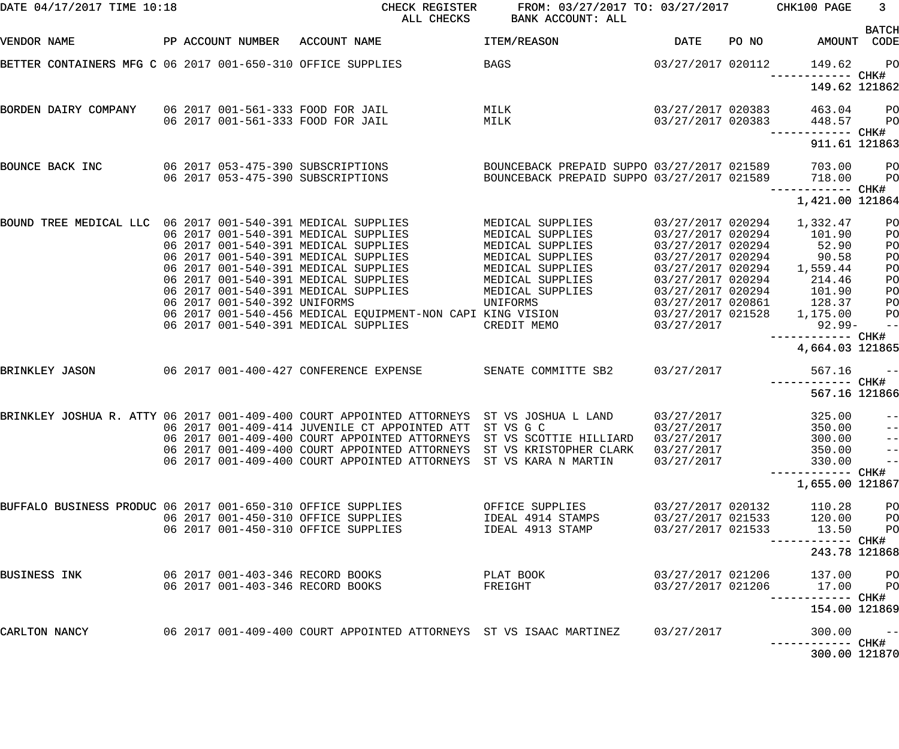CHECK REGISTER — ALL CHECKS — FROM: 03/27/2017 TO: 03/27/2017 — BANK ACCOUNT: ALL

DATE 04/17/2017 TIME 10:18 — CHK100

| VENDOR NAME | PP | ACCOUNT NUMBER | ACCOUNT NAME | ITEM/REASON | DATE | PO NO | AMOUNT | BATCH CODE |
|---|---|---|---|---|---|---|---|---|
| BETTER CONTAINERS MFG C | 06 2017 | 001-650-310 | OFFICE SUPPLIES | BAGS | 03/27/2017 | 020112 | 149.62 | PO |
| | | | | | | | CHK# 121862 | 149.62 |
| BORDEN DAIRY COMPANY | 06 2017 | 001-561-333 | FOOD FOR JAIL | MILK | 03/27/2017 | 020383 | 463.04 | PO |
| | 06 2017 | 001-561-333 | FOOD FOR JAIL | MILK | 03/27/2017 | 020383 | 448.57 | PO |
| | | | | | | | CHK# 121863 | 911.61 |
| BOUNCE BACK INC | 06 2017 | 053-475-390 | SUBSCRIPTIONS | BOUNCEBACK PREPAID SUPPO | 03/27/2017 | 021589 | 703.00 | PO |
| | 06 2017 | 053-475-390 | SUBSCRIPTIONS | BOUNCEBACK PREPAID SUPPO | 03/27/2017 | 021589 | 718.00 | PO |
| | | | | | | | CHK# 121864 | 1,421.00 |
| BOUND TREE MEDICAL LLC | 06 2017 | 001-540-391 | MEDICAL SUPPLIES | MEDICAL SUPPLIES | 03/27/2017 | 020294 | 1,332.47 | PO |
| | 06 2017 | 001-540-391 | MEDICAL SUPPLIES | MEDICAL SUPPLIES | 03/27/2017 | 020294 | 101.90 | PO |
| | 06 2017 | 001-540-391 | MEDICAL SUPPLIES | MEDICAL SUPPLIES | 03/27/2017 | 020294 | 52.90 | PO |
| | 06 2017 | 001-540-391 | MEDICAL SUPPLIES | MEDICAL SUPPLIES | 03/27/2017 | 020294 | 90.58 | PO |
| | 06 2017 | 001-540-391 | MEDICAL SUPPLIES | MEDICAL SUPPLIES | 03/27/2017 | 020294 | 1,559.44 | PO |
| | 06 2017 | 001-540-391 | MEDICAL SUPPLIES | MEDICAL SUPPLIES | 03/27/2017 | 020294 | 214.46 | PO |
| | 06 2017 | 001-540-391 | MEDICAL SUPPLIES | MEDICAL SUPPLIES | 03/27/2017 | 020294 | 101.90 | PO |
| | 06 2017 | 001-540-392 | UNIFORMS | UNIFORMS | 03/27/2017 | 020861 | 128.37 | PO |
| | 06 2017 | 001-540-456 | MEDICAL EQUIPMENT-NON CAPI | KING VISION | 03/27/2017 | 021528 | 1,175.00 | PO |
| | 06 2017 | 001-540-391 | MEDICAL SUPPLIES | CREDIT MEMO | 03/27/2017 | | 92.99- | -- |
| | | | | | | | CHK# 121865 | 4,664.03 |
| BRINKLEY JASON | 06 2017 | 001-400-427 | CONFERENCE EXPENSE | SENATE COMMITTE SB2 | 03/27/2017 | | 567.16 | -- |
| | | | | | | | CHK# 121866 | 567.16 |
| BRINKLEY JOSHUA R. ATTY | 06 2017 | 001-409-400 | COURT APPOINTED ATTORNEYS | ST VS JOSHUA L LAND | 03/27/2017 | | 325.00 | -- |
| | 06 2017 | 001-409-414 | JUVENILE CT APPOINTED ATT | ST VS G C | 03/27/2017 | | 350.00 | -- |
| | 06 2017 | 001-409-400 | COURT APPOINTED ATTORNEYS | ST VS SCOTTIE HILLIARD | 03/27/2017 | | 300.00 | -- |
| | 06 2017 | 001-409-400 | COURT APPOINTED ATTORNEYS | ST VS KRISTOPHER CLARK | 03/27/2017 | | 350.00 | -- |
| | 06 2017 | 001-409-400 | COURT APPOINTED ATTORNEYS | ST VS KARA N MARTIN | 03/27/2017 | | 330.00 | -- |
| | | | | | | | CHK# 121867 | 1,655.00 |
| BUFFALO BUSINESS PRODUC | 06 2017 | 001-650-310 | OFFICE SUPPLIES | OFFICE SUPPLIES | 03/27/2017 | 020132 | 110.28 | PO |
| | 06 2017 | 001-450-310 | OFFICE SUPPLIES | IDEAL 4914 STAMPS | 03/27/2017 | 021533 | 120.00 | PO |
| | 06 2017 | 001-450-310 | OFFICE SUPPLIES | IDEAL 4913 STAMP | 03/27/2017 | 021533 | 13.50 | PO |
| | | | | | | | CHK# 121868 | 243.78 |
| BUSINESS INK | 06 2017 | 001-403-346 | RECORD BOOKS | PLAT BOOK | 03/27/2017 | 021206 | 137.00 | PO |
| | 06 2017 | 001-403-346 | RECORD BOOKS | FREIGHT | 03/27/2017 | 021206 | 17.00 | PO |
| | | | | | | | CHK# 121869 | 154.00 |
| CARLTON NANCY | 06 2017 | 001-409-400 | COURT APPOINTED ATTORNEYS | ST VS ISAAC MARTINEZ | 03/27/2017 | | 300.00 | -- |
| | | | | | | | CHK# 121870 | 300.00 |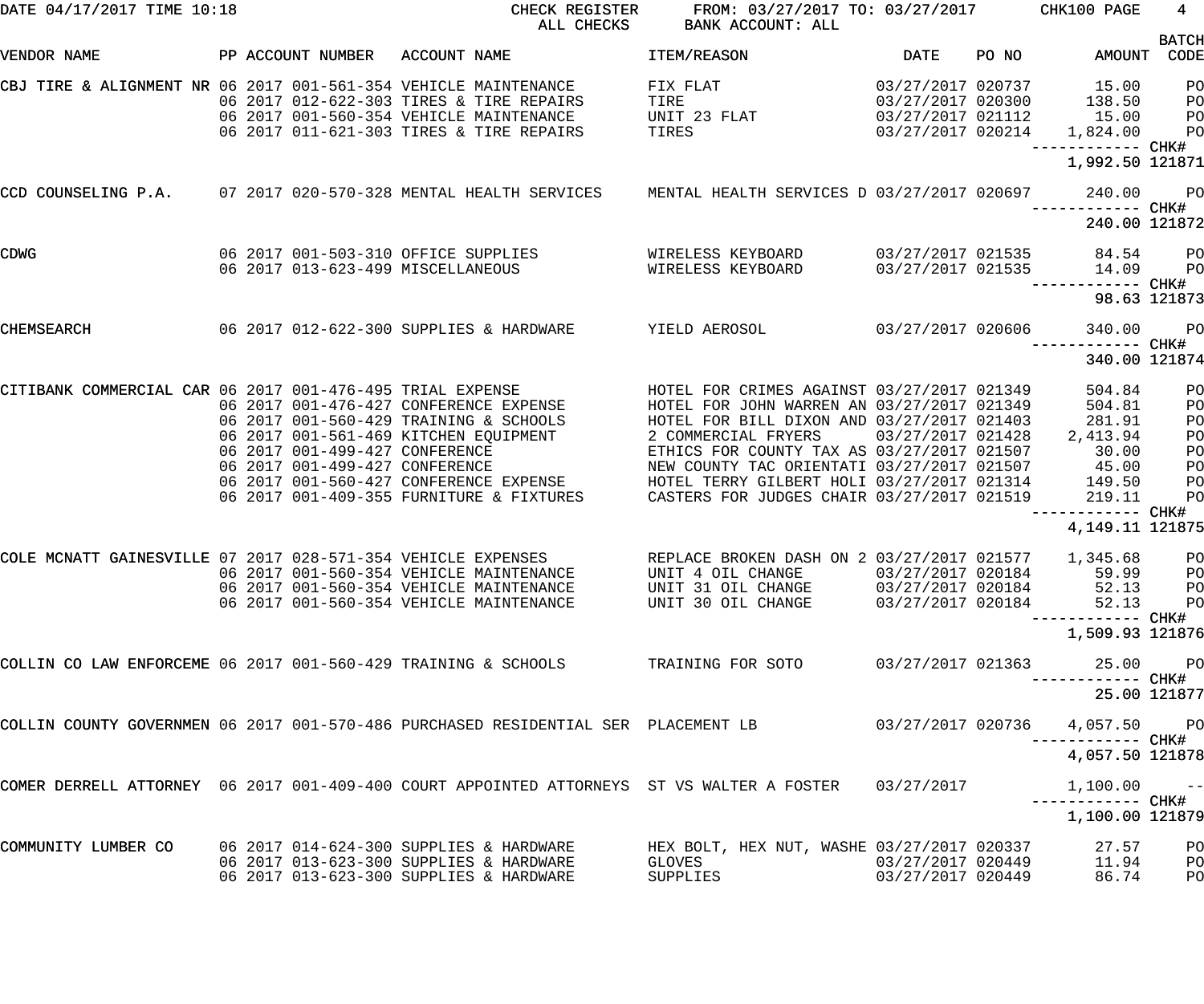DATE 04/17/2017 TIME 10:18 CHECK REGISTER ALL CHECKS FROM: 03/27/2017 TO: 03/27/2017 BANK ACCOUNT: ALL CHK100 PAGE 4

| VENDOR NAME | PP | ACCOUNT NUMBER | ACCOUNT NAME | ITEM/REASON | DATE | PO NO | AMOUNT | BATCH CODE |
|---|---|---|---|---|---|---|---|---|
| CBJ TIRE & ALIGNMENT NR | 06 2017 | 001-561-354 | VEHICLE MAINTENANCE | FIX FLAT | 03/27/2017 | 020737 | 15.00 | PO |
| | 06 2017 | 012-622-303 | TIRES & TIRE REPAIRS | TIRE | 03/27/2017 | 020300 | 138.50 | PO |
| | 06 2017 | 001-560-354 | VEHICLE MAINTENANCE | UNIT 23 FLAT | 03/27/2017 | 021112 | 15.00 | PO |
| | 06 2017 | 011-621-303 | TIRES & TIRE REPAIRS | TIRES | 03/27/2017 | 020214 | 1,824.00 | PO |
| | | | | | | | 1,992.50 | CHK# 121871 |
| CCD COUNSELING P.A. | 07 2017 | 020-570-328 | MENTAL HEALTH SERVICES | MENTAL HEALTH SERVICES D | 03/27/2017 | 020697 | 240.00 | PO |
| | | | | | | | 240.00 | CHK# 121872 |
| CDWG | 06 2017 | 001-503-310 | OFFICE SUPPLIES | WIRELESS KEYBOARD | 03/27/2017 | 021535 | 84.54 | PO |
| | 06 2017 | 013-623-499 | MISCELLANEOUS | WIRELESS KEYBOARD | 03/27/2017 | 021535 | 14.09 | PO |
| | | | | | | | 98.63 | CHK# 121873 |
| CHEMSEARCH | 06 2017 | 012-622-300 | SUPPLIES & HARDWARE | YIELD AEROSOL | 03/27/2017 | 020606 | 340.00 | PO |
| | | | | | | | 340.00 | CHK# 121874 |
| CITIBANK COMMERCIAL CAR | 06 2017 | 001-476-495 | TRIAL EXPENSE | HOTEL FOR CRIMES AGAINST | 03/27/2017 | 021349 | 504.84 | PO |
| | 06 2017 | 001-476-427 | CONFERENCE EXPENSE | HOTEL FOR JOHN WARREN AN | 03/27/2017 | 021349 | 504.81 | PO |
| | 06 2017 | 001-560-429 | TRAINING & SCHOOLS | HOTEL FOR BILL DIXON AND | 03/27/2017 | 021403 | 281.91 | PO |
| | 06 2017 | 001-561-469 | KITCHEN EQUIPMENT | 2 COMMERCIAL FRYERS | 03/27/2017 | 021428 | 2,413.94 | PO |
| | 06 2017 | 001-499-427 | CONFERENCE | ETHICS FOR COUNTY TAX AS | 03/27/2017 | 021507 | 30.00 | PO |
| | 06 2017 | 001-499-427 | CONFERENCE | NEW COUNTY TAC ORIENTATI | 03/27/2017 | 021507 | 45.00 | PO |
| | 06 2017 | 001-560-427 | CONFERENCE EXPENSE | HOTEL TERRY GILBERT HOLI | 03/27/2017 | 021314 | 149.50 | PO |
| | 06 2017 | 001-409-355 | FURNITURE & FIXTURES | CASTERS FOR JUDGES CHAIR | 03/27/2017 | 021519 | 219.11 | PO |
| | | | | | | | 4,149.11 | CHK# 121875 |
| COLE MCNATT GAINESVILLE | 07 2017 | 028-571-354 | VEHICLE EXPENSES | REPLACE BROKEN DASH ON 2 | 03/27/2017 | 021577 | 1,345.68 | PO |
| | 06 2017 | 001-560-354 | VEHICLE MAINTENANCE | UNIT 4 OIL CHANGE | 03/27/2017 | 020184 | 59.99 | PO |
| | 06 2017 | 001-560-354 | VEHICLE MAINTENANCE | UNIT 31 OIL CHANGE | 03/27/2017 | 020184 | 52.13 | PO |
| | 06 2017 | 001-560-354 | VEHICLE MAINTENANCE | UNIT 30 OIL CHANGE | 03/27/2017 | 020184 | 52.13 | PO |
| | | | | | | | 1,509.93 | CHK# 121876 |
| COLLIN CO LAW ENFORCEME | 06 2017 | 001-560-429 | TRAINING & SCHOOLS | TRAINING FOR SOTO | 03/27/2017 | 021363 | 25.00 | PO |
| | | | | | | | 25.00 | CHK# 121877 |
| COLLIN COUNTY GOVERNMEN | 06 2017 | 001-570-486 | PURCHASED RESIDENTIAL SER | PLACEMENT LB | 03/27/2017 | 020736 | 4,057.50 | PO |
| | | | | | | | 4,057.50 | CHK# 121878 |
| COMER DERRELL ATTORNEY | 06 2017 | 001-409-400 | COURT APPOINTED ATTORNEYS | ST VS WALTER A FOSTER | 03/27/2017 | | 1,100.00 | -- |
| | | | | | | | 1,100.00 | CHK# 121879 |
| COMMUNITY LUMBER CO | 06 2017 | 014-624-300 | SUPPLIES & HARDWARE | HEX BOLT, HEX NUT, WASHE | 03/27/2017 | 020337 | 27.57 | PO |
| | 06 2017 | 013-623-300 | SUPPLIES & HARDWARE | GLOVES | 03/27/2017 | 020449 | 11.94 | PO |
| | 06 2017 | 013-623-300 | SUPPLIES & HARDWARE | SUPPLIES | 03/27/2017 | 020449 | 86.74 | PO |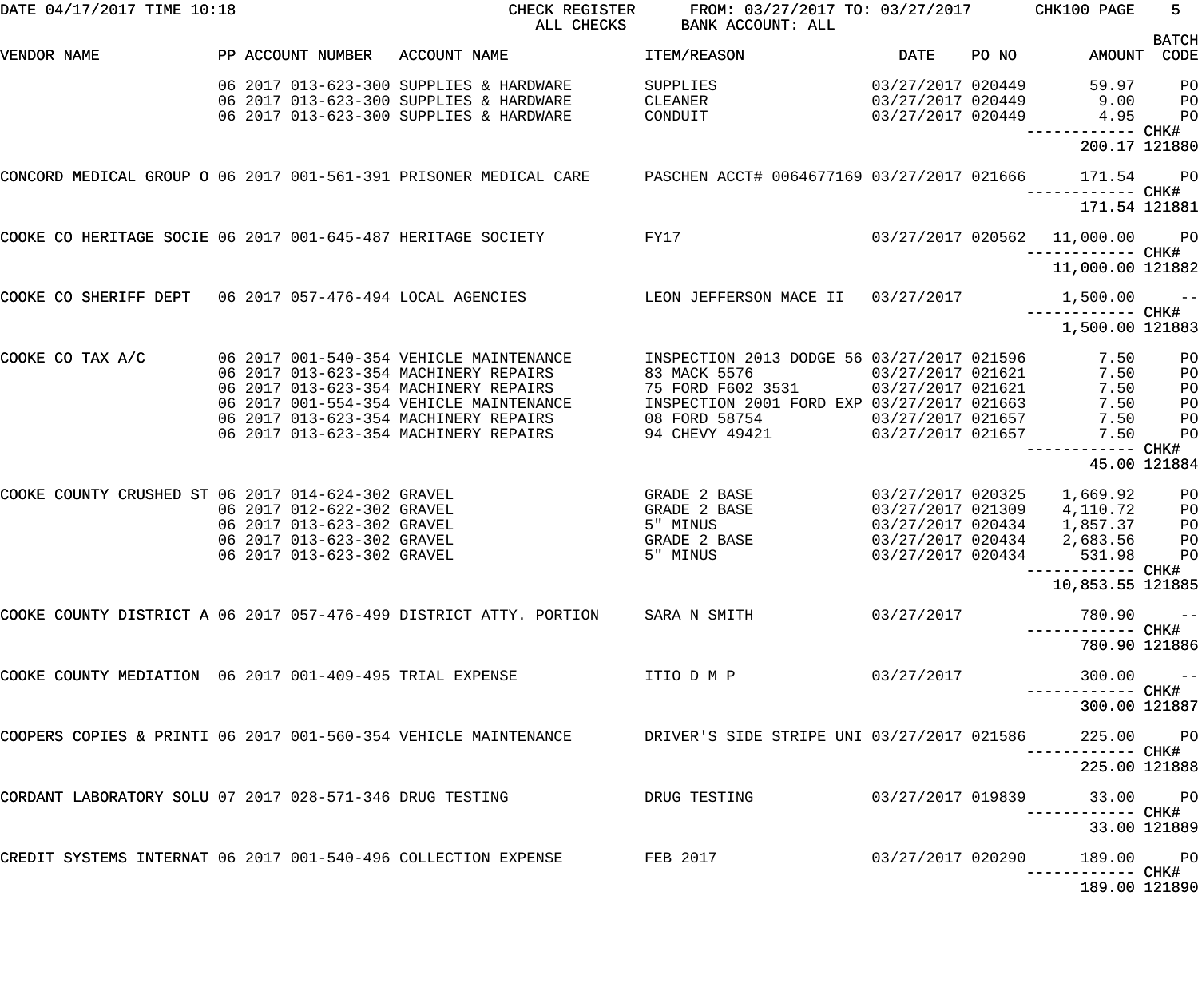DATE 04/17/2017 TIME 10:18 CHECK REGISTER ALL CHECKS FROM: 03/27/2017 TO: 03/27/2017 BANK ACCOUNT: ALL CHK100

| VENDOR NAME | PP | ACCOUNT NUMBER | ACCOUNT NAME | ITEM/REASON | DATE | PO NO | AMOUNT | BATCH CODE |
|---|---|---|---|---|---|---|---|---|
| | 06 | 2017 013-623-300 | SUPPLIES & HARDWARE | SUPPLIES | 03/27/2017 | 020449 | 59.97 | PO |
| | 06 | 2017 013-623-300 | SUPPLIES & HARDWARE | CLEANER | 03/27/2017 | 020449 | 9.00 | PO |
| | 06 | 2017 013-623-300 | SUPPLIES & HARDWARE | CONDUIT | 03/27/2017 | 020449 | 4.95 | PO |
| | | | | | | | 200.17 | CHK# 121880 |
| CONCORD MEDICAL GROUP O | 06 | 2017 001-561-391 | PRISONER MEDICAL CARE | PASCHEN ACCT# 0064677169 | 03/27/2017 | 021666 | 171.54 | PO |
| | | | | | | | 171.54 | CHK# 121881 |
| COOKE CO HERITAGE SOCIE | 06 | 2017 001-645-487 | HERITAGE SOCIETY | FY17 | 03/27/2017 | 020562 | 11,000.00 | PO |
| | | | | | | | 11,000.00 | CHK# 121882 |
| COOKE CO SHERIFF DEPT | 06 | 2017 057-476-494 | LOCAL AGENCIES | LEON JEFFERSON MACE II | 03/27/2017 | | 1,500.00 | -- |
| | | | | | | | 1,500.00 | CHK# 121883 |
| COOKE CO TAX A/C | 06 | 2017 001-540-354 | VEHICLE MAINTENANCE | INSPECTION 2013 DODGE 56 | 03/27/2017 | 021596 | 7.50 | PO |
| | 06 | 2017 013-623-354 | MACHINERY REPAIRS | 83 MACK 5576 | 03/27/2017 | 021621 | 7.50 | PO |
| | 06 | 2017 013-623-354 | MACHINERY REPAIRS | 75 FORD F602 3531 | 03/27/2017 | 021621 | 7.50 | PO |
| | 06 | 2017 001-554-354 | VEHICLE MAINTENANCE | INSPECTION 2001 FORD EXP | 03/27/2017 | 021663 | 7.50 | PO |
| | 06 | 2017 013-623-354 | MACHINERY REPAIRS | 08 FORD 58754 | 03/27/2017 | 021657 | 7.50 | PO |
| | 06 | 2017 013-623-354 | MACHINERY REPAIRS | 94 CHEVY 49421 | 03/27/2017 | 021657 | 7.50 | PO |
| | | | | | | | 45.00 | CHK# 121884 |
| COOKE COUNTY CRUSHED ST | 06 | 2017 014-624-302 | GRAVEL | GRADE 2 BASE | 03/27/2017 | 020325 | 1,669.92 | PO |
| | 06 | 2017 012-622-302 | GRAVEL | GRADE 2 BASE | 03/27/2017 | 021309 | 4,110.72 | PO |
| | 06 | 2017 013-623-302 | GRAVEL | 5" MINUS | 03/27/2017 | 020434 | 1,857.37 | PO |
| | 06 | 2017 013-623-302 | GRAVEL | GRADE 2 BASE | 03/27/2017 | 020434 | 2,683.56 | PO |
| | 06 | 2017 013-623-302 | GRAVEL | 5" MINUS | 03/27/2017 | 020434 | 531.98 | PO |
| | | | | | | | 10,853.55 | CHK# 121885 |
| COOKE COUNTY DISTRICT A | 06 | 2017 057-476-499 | DISTRICT ATTY. PORTION | SARA N SMITH | 03/27/2017 | | 780.90 | -- |
| | | | | | | | 780.90 | CHK# 121886 |
| COOKE COUNTY MEDIATION | 06 | 2017 001-409-495 | TRIAL EXPENSE | ITIO D M P | 03/27/2017 | | 300.00 | -- |
| | | | | | | | 300.00 | CHK# 121887 |
| COOPERS COPIES & PRINTI | 06 | 2017 001-560-354 | VEHICLE MAINTENANCE | DRIVER'S SIDE STRIPE UNI | 03/27/2017 | 021586 | 225.00 | PO |
| | | | | | | | 225.00 | CHK# 121888 |
| CORDANT LABORATORY SOLU | 07 | 2017 028-571-346 | DRUG TESTING | DRUG TESTING | 03/27/2017 | 019839 | 33.00 | PO |
| | | | | | | | 33.00 | CHK# 121889 |
| CREDIT SYSTEMS INTERNAT | 06 | 2017 001-540-496 | COLLECTION EXPENSE | FEB 2017 | 03/27/2017 | 020290 | 189.00 | PO |
| | | | | | | | 189.00 | CHK# 121890 |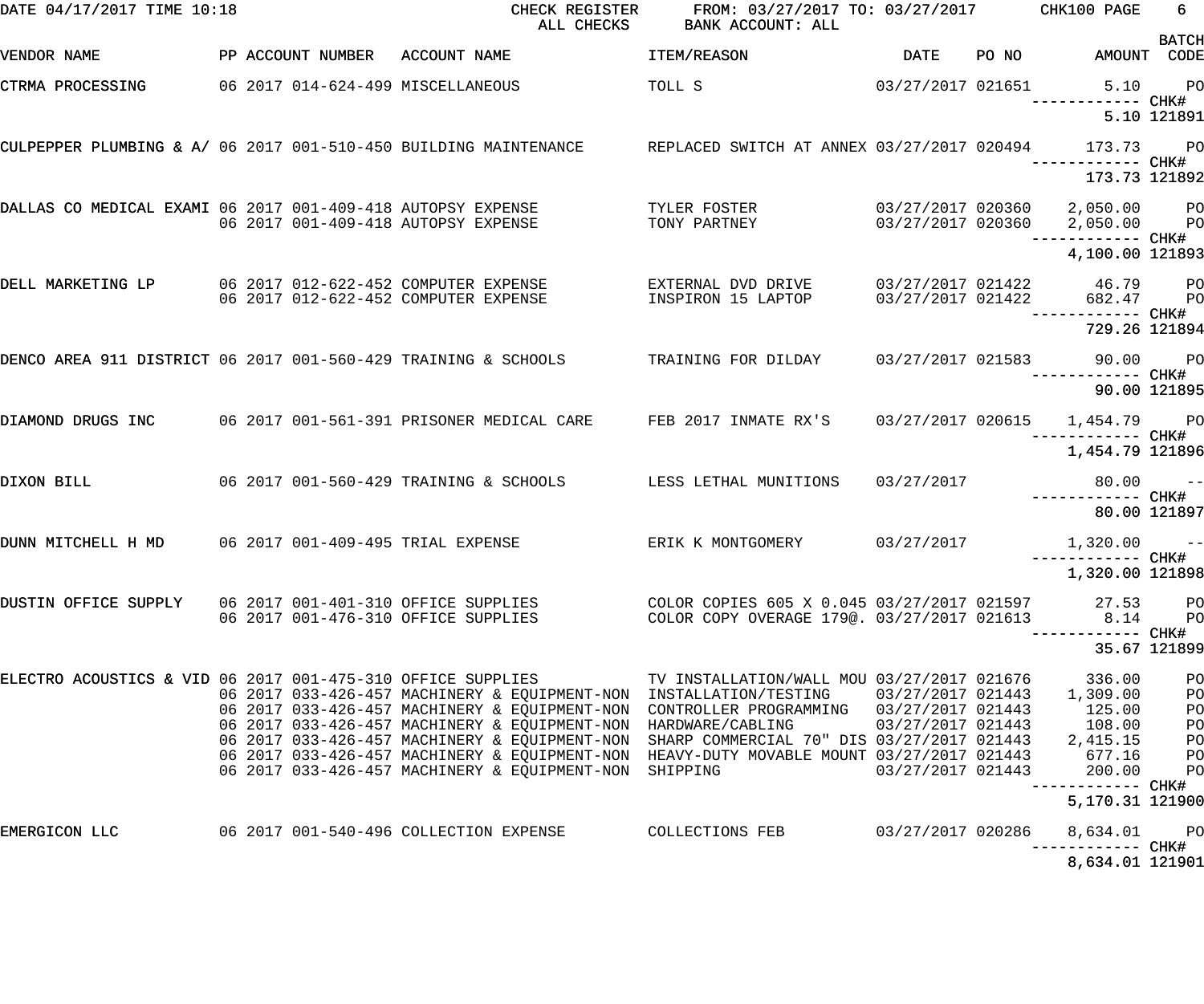DATE 04/17/2017 TIME 10:18 CHECK REGISTER ALL CHECKS FROM: 03/27/2017 TO: 03/27/2017 BANK ACCOUNT: ALL CHK100 PAGE 6

| VENDOR NAME | PP | ACCOUNT NUMBER | ACCOUNT NAME | ITEM/REASON | DATE | PO NO | AMOUNT | BATCH CODE |
|---|---|---|---|---|---|---|---|---|
| CTRMA PROCESSING | 06 | 2017 014-624-499 | MISCELLANEOUS | TOLL S | 03/27/2017 | 021651 | 5.10 | PO |
| | | | | | | | ------------ CHK# | |
| | | | | | | | 5.10 | 121891 |
| CULPEPPER PLUMBING & A/ | 06 | 2017 001-510-450 | BUILDING MAINTENANCE | REPLACED SWITCH AT ANNEX | 03/27/2017 | 020494 | 173.73 | PO |
| | | | | | | | ------------ CHK# | |
| | | | | | | | 173.73 | 121892 |
| DALLAS CO MEDICAL EXAMI | 06 | 2017 001-409-418 | AUTOPSY EXPENSE | TYLER FOSTER | 03/27/2017 | 020360 | 2,050.00 | PO |
| | 06 | 2017 001-409-418 | AUTOPSY EXPENSE | TONY PARTNEY | 03/27/2017 | 020360 | 2,050.00 | PO |
| | | | | | | | ------------ CHK# | |
| | | | | | | | 4,100.00 | 121893 |
| DELL MARKETING LP | 06 | 2017 012-622-452 | COMPUTER EXPENSE | EXTERNAL DVD DRIVE | 03/27/2017 | 021422 | 46.79 | PO |
| | 06 | 2017 012-622-452 | COMPUTER EXPENSE | INSPIRON 15 LAPTOP | 03/27/2017 | 021422 | 682.47 | PO |
| | | | | | | | ------------ CHK# | |
| | | | | | | | 729.26 | 121894 |
| DENCO AREA 911 DISTRICT | 06 | 2017 001-560-429 | TRAINING & SCHOOLS | TRAINING FOR DILDAY | 03/27/2017 | 021583 | 90.00 | PO |
| | | | | | | | ------------ CHK# | |
| | | | | | | | 90.00 | 121895 |
| DIAMOND DRUGS INC | 06 | 2017 001-561-391 | PRISONER MEDICAL CARE | FEB 2017 INMATE RX'S | 03/27/2017 | 020615 | 1,454.79 | PO |
| | | | | | | | ------------ CHK# | |
| | | | | | | | 1,454.79 | 121896 |
| DIXON BILL | 06 | 2017 001-560-429 | TRAINING & SCHOOLS | LESS LETHAL MUNITIONS | 03/27/2017 | | 80.00 | -- |
| | | | | | | | ------------ CHK# | |
| | | | | | | | 80.00 | 121897 |
| DUNN MITCHELL H MD | 06 | 2017 001-409-495 | TRIAL EXPENSE | ERIK K MONTGOMERY | 03/27/2017 | | 1,320.00 | -- |
| | | | | | | | ------------ CHK# | |
| | | | | | | | 1,320.00 | 121898 |
| DUSTIN OFFICE SUPPLY | 06 | 2017 001-401-310 | OFFICE SUPPLIES | COLOR COPIES 605 X 0.045 | 03/27/2017 | 021597 | 27.53 | PO |
| | 06 | 2017 001-476-310 | OFFICE SUPPLIES | COLOR COPY OVERAGE 179@. | 03/27/2017 | 021613 | 8.14 | PO |
| | | | | | | | ------------ CHK# | |
| | | | | | | | 35.67 | 121899 |
| ELECTRO ACOUSTICS & VID | 06 | 2017 001-475-310 | OFFICE SUPPLIES | TV INSTALLATION/WALL MOU | 03/27/2017 | 021676 | 336.00 | PO |
| | 06 | 2017 033-426-457 | MACHINERY & EQUIPMENT-NON | INSTALLATION/TESTING | 03/27/2017 | 021443 | 1,309.00 | PO |
| | 06 | 2017 033-426-457 | MACHINERY & EQUIPMENT-NON | CONTROLLER PROGRAMMING | 03/27/2017 | 021443 | 125.00 | PO |
| | 06 | 2017 033-426-457 | MACHINERY & EQUIPMENT-NON | HARDWARE/CABLING | 03/27/2017 | 021443 | 108.00 | PO |
| | 06 | 2017 033-426-457 | MACHINERY & EQUIPMENT-NON | SHARP COMMERCIAL 70" DIS | 03/27/2017 | 021443 | 2,415.15 | PO |
| | 06 | 2017 033-426-457 | MACHINERY & EQUIPMENT-NON | HEAVY-DUTY MOVABLE MOUNT | 03/27/2017 | 021443 | 677.16 | PO |
| | 06 | 2017 033-426-457 | MACHINERY & EQUIPMENT-NON | SHIPPING | 03/27/2017 | 021443 | 200.00 | PO |
| | | | | | | | ------------ CHK# | |
| | | | | | | | 5,170.31 | 121900 |
| EMERGICON LLC | 06 | 2017 001-540-496 | COLLECTION EXPENSE | COLLECTIONS FEB | 03/27/2017 | 020286 | 8,634.01 | PO |
| | | | | | | | ------------ CHK# | |
| | | | | | | | 8,634.01 | 121901 |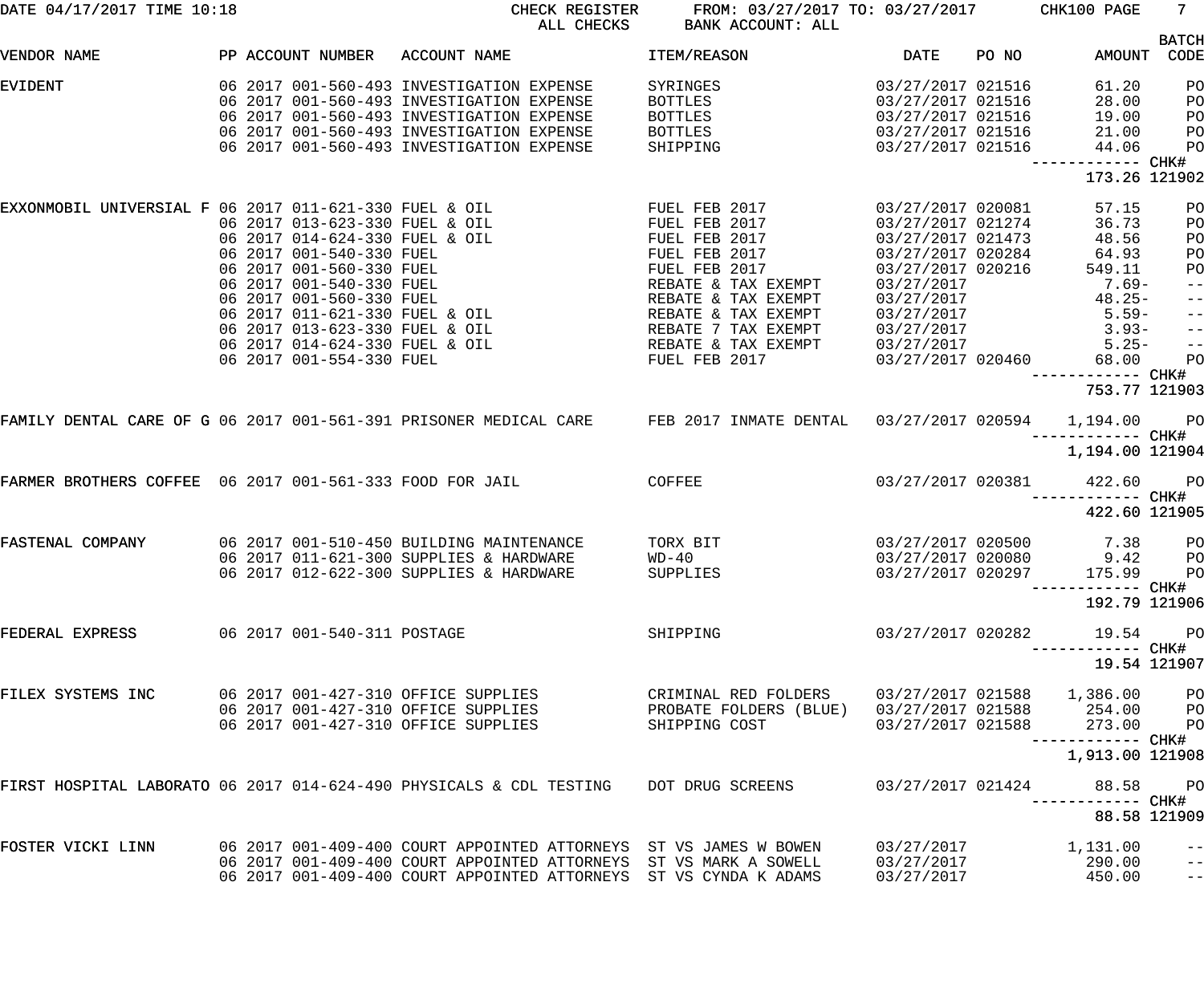DATE 04/17/2017 TIME 10:18 CHECK REGISTER FROM: 03/27/2017 TO: 03/27/2017 CHK100 PAGE 7
ALL CHECKS BANK ACCOUNT: ALL

| VENDOR NAME | PP | ACCOUNT NUMBER | ACCOUNT NAME | ITEM/REASON | DATE | PO NO | AMOUNT | BATCH CODE |
|---|---|---|---|---|---|---|---|---|
| EVIDENT | 06 2017 | 001-560-493 | INVESTIGATION EXPENSE | SYRINGES | 03/27/2017 | 021516 | 61.20 | PO |
| | 06 2017 | 001-560-493 | INVESTIGATION EXPENSE | BOTTLES | 03/27/2017 | 021516 | 28.00 | PO |
| | 06 2017 | 001-560-493 | INVESTIGATION EXPENSE | BOTTLES | 03/27/2017 | 021516 | 19.00 | PO |
| | 06 2017 | 001-560-493 | INVESTIGATION EXPENSE | BOTTLES | 03/27/2017 | 021516 | 21.00 | PO |
| | 06 2017 | 001-560-493 | INVESTIGATION EXPENSE | SHIPPING | 03/27/2017 | 021516 | 44.06 | PO |
| | | | | | | | ------------ | CHK# |
| | | | | | | | 173.26 | 121902 |
| EXXONMOBIL UNIVERSAL F | 06 2017 | 011-621-330 | FUEL & OIL | FUEL FEB 2017 | 03/27/2017 | 020081 | 57.15 | PO |
| | 06 2017 | 013-623-330 | FUEL & OIL | FUEL FEB 2017 | 03/27/2017 | 021274 | 36.73 | PO |
| | 06 2017 | 014-624-330 | FUEL & OIL | FUEL FEB 2017 | 03/27/2017 | 021473 | 48.56 | PO |
| | 06 2017 | 001-540-330 | FUEL | FUEL FEB 2017 | 03/27/2017 | 020284 | 64.93 | PO |
| | 06 2017 | 001-560-330 | FUEL | FUEL FEB 2017 | 03/27/2017 | 020216 | 549.11 | PO |
| | 06 2017 | 001-540-330 | FUEL | REBATE & TAX EXEMPT | 03/27/2017 | | 7.69- | -- |
| | 06 2017 | 001-560-330 | FUEL | REBATE & TAX EXEMPT | 03/27/2017 | | 48.25- | -- |
| | 06 2017 | 011-621-330 | FUEL & OIL | REBATE & TAX EXEMPT | 03/27/2017 | | 5.59- | -- |
| | 06 2017 | 013-623-330 | FUEL & OIL | REBATE 7 TAX EXEMPT | 03/27/2017 | | 3.93- | -- |
| | 06 2017 | 014-624-330 | FUEL & OIL | REBATE & TAX EXEMPT | 03/27/2017 | | 5.25- | -- |
| | 06 2017 | 001-554-330 | FUEL | FUEL FEB 2017 | 03/27/2017 | 020460 | 68.00 | PO |
| | | | | | | | ------------ | CHK# |
| | | | | | | | 753.77 | 121903 |
| FAMILY DENTAL CARE OF G | 06 2017 | 001-561-391 | PRISONER MEDICAL CARE | FEB 2017 INMATE DENTAL | 03/27/2017 | 020594 | 1,194.00 | PO |
| | | | | | | | ------------ | CHK# |
| | | | | | | | 1,194.00 | 121904 |
| FARMER BROTHERS COFFEE | 06 2017 | 001-561-333 | FOOD FOR JAIL | COFFEE | 03/27/2017 | 020381 | 422.60 | PO |
| | | | | | | | ------------ | CHK# |
| | | | | | | | 422.60 | 121905 |
| FASTENAL COMPANY | 06 2017 | 001-510-450 | BUILDING MAINTENANCE | TORX BIT | 03/27/2017 | 020500 | 7.38 | PO |
| | 06 2017 | 011-621-300 | SUPPLIES & HARDWARE | WD-40 | 03/27/2017 | 020080 | 9.42 | PO |
| | 06 2017 | 012-622-300 | SUPPLIES & HARDWARE | SUPPLIES | 03/27/2017 | 020297 | 175.99 | PO |
| | | | | | | | ------------ | CHK# |
| | | | | | | | 192.79 | 121906 |
| FEDERAL EXPRESS | 06 2017 | 001-540-311 | POSTAGE | SHIPPING | 03/27/2017 | 020282 | 19.54 | PO |
| | | | | | | | ------------ | CHK# |
| | | | | | | | 19.54 | 121907 |
| FILEX SYSTEMS INC | 06 2017 | 001-427-310 | OFFICE SUPPLIES | CRIMINAL RED FOLDERS | 03/27/2017 | 021588 | 1,386.00 | PO |
| | 06 2017 | 001-427-310 | OFFICE SUPPLIES | PROBATE FOLDERS (BLUE) | 03/27/2017 | 021588 | 254.00 | PO |
| | 06 2017 | 001-427-310 | OFFICE SUPPLIES | SHIPPING COST | 03/27/2017 | 021588 | 273.00 | PO |
| | | | | | | | ------------ | CHK# |
| | | | | | | | 1,913.00 | 121908 |
| FIRST HOSPITAL LABORATO | 06 2017 | 014-624-490 | PHYSICALS & CDL TESTING | DOT DRUG SCREENS | 03/27/2017 | 021424 | 88.58 | PO |
| | | | | | | | ------------ | CHK# |
| | | | | | | | 88.58 | 121909 |
| FOSTER VICKI LINN | 06 2017 | 001-409-400 | COURT APPOINTED ATTORNEYS | ST VS JAMES W BOWEN | 03/27/2017 | | 1,131.00 | -- |
| | 06 2017 | 001-409-400 | COURT APPOINTED ATTORNEYS | ST VS MARK A SOWELL | 03/27/2017 | | 290.00 | -- |
| | 06 2017 | 001-409-400 | COURT APPOINTED ATTORNEYS | ST VS CYNDA K ADAMS | 03/27/2017 | | 450.00 | -- |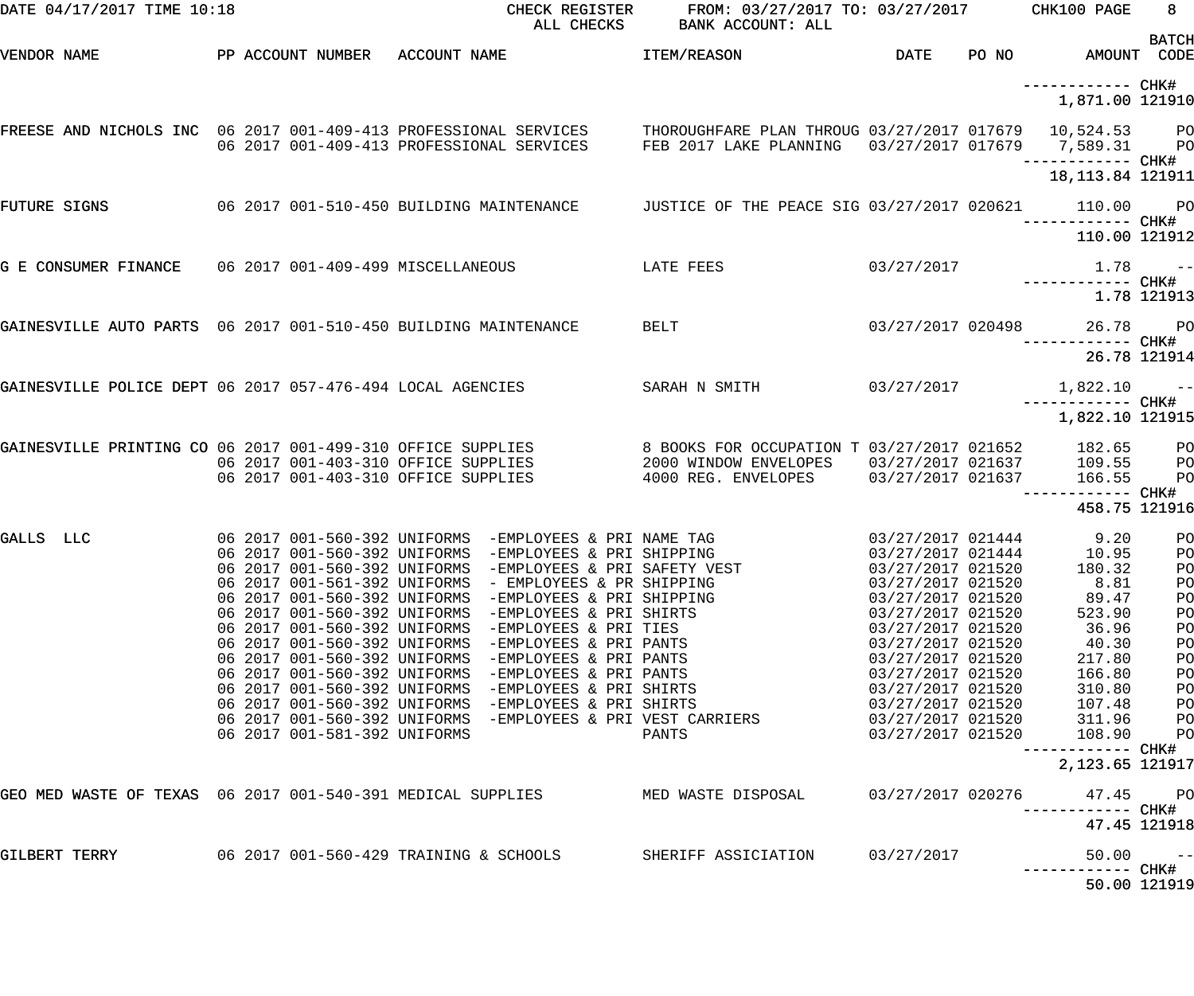DATE 04/17/2017 TIME 10:18 CHECK REGISTER FROM: 03/27/2017 TO: 03/27/2017 CHK100 PAGE 8
ALL CHECKS BANK ACCOUNT: ALL

| VENDOR NAME | PP | ACCOUNT NUMBER | ACCOUNT NAME | ITEM/REASON | DATE | PO NO | AMOUNT | BATCH CODE |
|---|---|---|---|---|---|---|---|---|
| | | | | | | | ------------ CHK# | |
| | | | | | | | 1,871.00 | 121910 |
| FREESE AND NICHOLS INC | 06 | 2017 001-409-413 | PROFESSIONAL SERVICES | THOROUGHFARE PLAN THROUG | 03/27/2017 | 017679 | 10,524.53 | PO |
| | 06 | 2017 001-409-413 | PROFESSIONAL SERVICES | FEB 2017 LAKE PLANNING | 03/27/2017 | 017679 | 7,589.31 | PO |
| | | | | | | | ------------ CHK# | |
| | | | | | | | 18,113.84 | 121911 |
| FUTURE SIGNS | 06 | 2017 001-510-450 | BUILDING MAINTENANCE | JUSTICE OF THE PEACE SIG | 03/27/2017 | 020621 | 110.00 | PO |
| | | | | | | | ------------ CHK# | |
| | | | | | | | 110.00 | 121912 |
| G E CONSUMER FINANCE | 06 | 2017 001-409-499 | MISCELLANEOUS | LATE FEES | 03/27/2017 | | 1.78 | -- |
| | | | | | | | ------------ CHK# | |
| | | | | | | | 1.78 | 121913 |
| GAINESVILLE AUTO PARTS | 06 | 2017 001-510-450 | BUILDING MAINTENANCE | BELT | 03/27/2017 | 020498 | 26.78 | PO |
| | | | | | | | ------------ CHK# | |
| | | | | | | | 26.78 | 121914 |
| GAINESVILLE POLICE DEPT | 06 | 2017 057-476-494 | LOCAL AGENCIES | SARAH N SMITH | 03/27/2017 | | 1,822.10 | -- |
| | | | | | | | ------------ CHK# | |
| | | | | | | | 1,822.10 | 121915 |
| GAINESVILLE PRINTING CO | 06 | 2017 001-499-310 | OFFICE SUPPLIES | 8 BOOKS FOR OCCUPATION T | 03/27/2017 | 021652 | 182.65 | PO |
| | 06 | 2017 001-403-310 | OFFICE SUPPLIES | 2000 WINDOW ENVELOPES | 03/27/2017 | 021637 | 109.55 | PO |
| | 06 | 2017 001-403-310 | OFFICE SUPPLIES | 4000 REG. ENVELOPES | 03/27/2017 | 021637 | 166.55 | PO |
| | | | | | | | ------------ CHK# | |
| | | | | | | | 458.75 | 121916 |
| GALLS LLC | 06 | 2017 001-560-392 | UNIFORMS -EMPLOYEES & PRI | NAME TAG | 03/27/2017 | 021444 | 9.20 | PO |
| | 06 | 2017 001-560-392 | UNIFORMS -EMPLOYEES & PRI | SHIPPING | 03/27/2017 | 021444 | 10.95 | PO |
| | 06 | 2017 001-560-392 | UNIFORMS -EMPLOYEES & PRI | SAFETY VEST | 03/27/2017 | 021520 | 180.32 | PO |
| | 06 | 2017 001-561-392 | UNIFORMS - EMPLOYEES & PR | SHIPPING | 03/27/2017 | 021520 | 8.81 | PO |
| | 06 | 2017 001-560-392 | UNIFORMS -EMPLOYEES & PRI | SHIPPING | 03/27/2017 | 021520 | 89.47 | PO |
| | 06 | 2017 001-560-392 | UNIFORMS -EMPLOYEES & PRI | SHIRTS | 03/27/2017 | 021520 | 523.90 | PO |
| | 06 | 2017 001-560-392 | UNIFORMS -EMPLOYEES & PRI | TIES | 03/27/2017 | 021520 | 36.96 | PO |
| | 06 | 2017 001-560-392 | UNIFORMS -EMPLOYEES & PRI | PANTS | 03/27/2017 | 021520 | 40.30 | PO |
| | 06 | 2017 001-560-392 | UNIFORMS -EMPLOYEES & PRI | PANTS | 03/27/2017 | 021520 | 217.80 | PO |
| | 06 | 2017 001-560-392 | UNIFORMS -EMPLOYEES & PRI | PANTS | 03/27/2017 | 021520 | 166.80 | PO |
| | 06 | 2017 001-560-392 | UNIFORMS -EMPLOYEES & PRI | SHIRTS | 03/27/2017 | 021520 | 310.80 | PO |
| | 06 | 2017 001-560-392 | UNIFORMS -EMPLOYEES & PRI | SHIRTS | 03/27/2017 | 021520 | 107.48 | PO |
| | 06 | 2017 001-560-392 | UNIFORMS -EMPLOYEES & PRI | VEST CARRIERS | 03/27/2017 | 021520 | 311.96 | PO |
| | 06 | 2017 001-581-392 | UNIFORMS | PANTS | 03/27/2017 | 021520 | 108.90 | PO |
| | | | | | | | ------------ CHK# | |
| | | | | | | | 2,123.65 | 121917 |
| GEO MED WASTE OF TEXAS | 06 | 2017 001-540-391 | MEDICAL SUPPLIES | MED WASTE DISPOSAL | 03/27/2017 | 020276 | 47.45 | PO |
| | | | | | | | ------------ CHK# | |
| | | | | | | | 47.45 | 121918 |
| GILBERT TERRY | 06 | 2017 001-560-429 | TRAINING & SCHOOLS | SHERIFF ASSICIATION | 03/27/2017 | | 50.00 | -- |
| | | | | | | | ------------ CHK# | |
| | | | | | | | 50.00 | 121919 |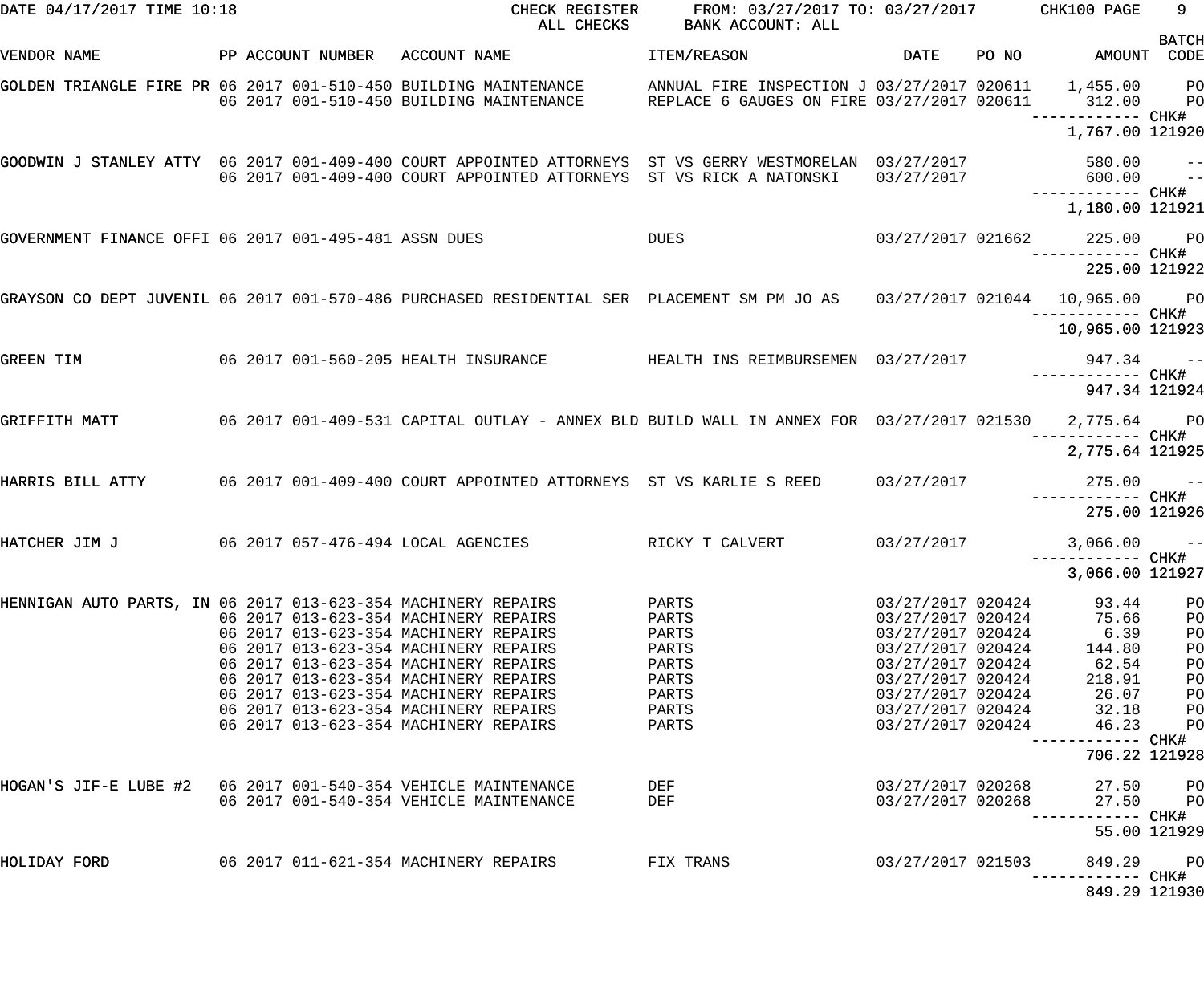DATE 04/17/2017 TIME 10:18 CHECK REGISTER FROM: 03/27/2017 TO: 03/27/2017 CHK100 PAGE 9
ALL CHECKS BANK ACCOUNT: ALL

| VENDOR NAME | PP | ACCOUNT NUMBER | ACCOUNT NAME | ITEM/REASON | DATE | PO NO | AMOUNT | BATCH CODE |
|---|---|---|---|---|---|---|---|---|
| GOLDEN TRIANGLE FIRE PR | 06 | 2017 001-510-450 | BUILDING MAINTENANCE | ANNUAL FIRE INSPECTION J | 03/27/2017 | 020611 | 1,455.00 | PO |
| | 06 | 2017 001-510-450 | BUILDING MAINTENANCE | REPLACE 6 GAUGES ON FIRE | 03/27/2017 | 020611 | 312.00 | PO |
| | | | | | | | 1,767.00 | CHK# 121920 |
| GOODWIN J STANLEY ATTY | 06 | 2017 001-409-400 | COURT APPOINTED ATTORNEYS | ST VS GERRY WESTMORELAN | 03/27/2017 | | 580.00 | -- |
| | 06 | 2017 001-409-400 | COURT APPOINTED ATTORNEYS | ST VS RICK A NATONSKI | 03/27/2017 | | 600.00 | -- |
| | | | | | | | 1,180.00 | CHK# 121921 |
| GOVERNMENT FINANCE OFFI | 06 | 2017 001-495-481 | ASSN DUES | DUES | 03/27/2017 | 021662 | 225.00 | PO |
| | | | | | | | 225.00 | CHK# 121922 |
| GRAYSON CO DEPT JUVENIL | 06 | 2017 001-570-486 | PURCHASED RESIDENTIAL SER | PLACEMENT SM PM JO AS | 03/27/2017 | 021044 | 10,965.00 | PO |
| | | | | | | | 10,965.00 | CHK# 121923 |
| GREEN TIM | 06 | 2017 001-560-205 | HEALTH INSURANCE | HEALTH INS REIMBURSEMEN | 03/27/2017 | | 947.34 | -- |
| | | | | | | | 947.34 | CHK# 121924 |
| GRIFFITH MATT | 06 | 2017 001-409-531 | CAPITAL OUTLAY - ANNEX BLD | BUILD WALL IN ANNEX FOR | 03/27/2017 | 021530 | 2,775.64 | PO |
| | | | | | | | 2,775.64 | CHK# 121925 |
| HARRIS BILL ATTY | 06 | 2017 001-409-400 | COURT APPOINTED ATTORNEYS | ST VS KARLIE S REED | 03/27/2017 | | 275.00 | -- |
| | | | | | | | 275.00 | CHK# 121926 |
| HATCHER JIM J | 06 | 2017 057-476-494 | LOCAL AGENCIES | RICKY T CALVERT | 03/27/2017 | | 3,066.00 | -- |
| | | | | | | | 3,066.00 | CHK# 121927 |
| HENNIGAN AUTO PARTS, IN | 06 | 2017 013-623-354 | MACHINERY REPAIRS | PARTS | 03/27/2017 | 020424 | 93.44 | PO |
| | 06 | 2017 013-623-354 | MACHINERY REPAIRS | PARTS | 03/27/2017 | 020424 | 75.66 | PO |
| | 06 | 2017 013-623-354 | MACHINERY REPAIRS | PARTS | 03/27/2017 | 020424 | 6.39 | PO |
| | 06 | 2017 013-623-354 | MACHINERY REPAIRS | PARTS | 03/27/2017 | 020424 | 144.80 | PO |
| | 06 | 2017 013-623-354 | MACHINERY REPAIRS | PARTS | 03/27/2017 | 020424 | 62.54 | PO |
| | 06 | 2017 013-623-354 | MACHINERY REPAIRS | PARTS | 03/27/2017 | 020424 | 218.91 | PO |
| | 06 | 2017 013-623-354 | MACHINERY REPAIRS | PARTS | 03/27/2017 | 020424 | 26.07 | PO |
| | 06 | 2017 013-623-354 | MACHINERY REPAIRS | PARTS | 03/27/2017 | 020424 | 32.18 | PO |
| | 06 | 2017 013-623-354 | MACHINERY REPAIRS | PARTS | 03/27/2017 | 020424 | 46.23 | PO |
| | | | | | | | 706.22 | CHK# 121928 |
| HOGAN'S JIF-E LUBE #2 | 06 | 2017 001-540-354 | VEHICLE MAINTENANCE | DEF | 03/27/2017 | 020268 | 27.50 | PO |
| | 06 | 2017 001-540-354 | VEHICLE MAINTENANCE | DEF | 03/27/2017 | 020268 | 27.50 | PO |
| | | | | | | | 55.00 | CHK# 121929 |
| HOLIDAY FORD | 06 | 2017 011-621-354 | MACHINERY REPAIRS | FIX TRANS | 03/27/2017 | 021503 | 849.29 | PO |
| | | | | | | | 849.29 | CHK# 121930 |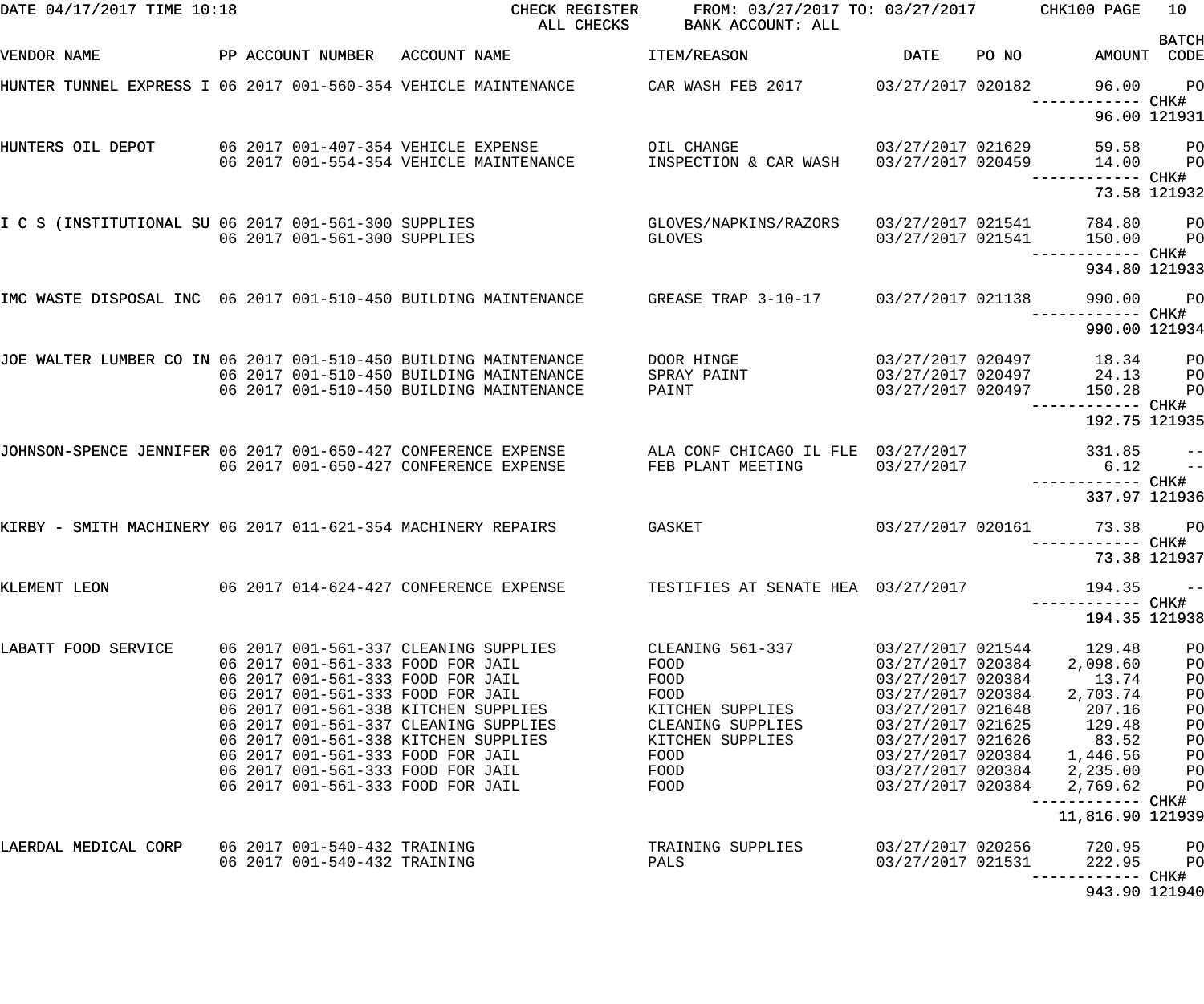DATE 04/17/2017 TIME 10:18 CHECK REGISTER FROM: 03/27/2017 TO: 03/27/2017 CHK100 PAGE 10
ALL CHECKS BANK ACCOUNT: ALL

| VENDOR NAME | PP | ACCOUNT NUMBER | ACCOUNT NAME | ITEM/REASON | DATE | PO NO | AMOUNT | BATCH CODE |
|---|---|---|---|---|---|---|---|---|
| HUNTER TUNNEL EXPRESS I | 06 2017 | 001-560-354 | VEHICLE MAINTENANCE | CAR WASH FEB 2017 | 03/27/2017 | 020182 | 96.00 | PO |
| | | | | | | | ------------ | CHK# |
| | | | | | | | 96.00 | 121931 |
| HUNTERS OIL DEPOT | 06 2017 | 001-407-354 | VEHICLE EXPENSE | OIL CHANGE | 03/27/2017 | 021629 | 59.58 | PO |
| | 06 2017 | 001-554-354 | VEHICLE MAINTENANCE | INSPECTION & CAR WASH | 03/27/2017 | 020459 | 14.00 | PO |
| | | | | | | | ------------ | CHK# |
| | | | | | | | 73.58 | 121932 |
| I C S (INSTITUTIONAL SU | 06 2017 | 001-561-300 | SUPPLIES | GLOVES/NAPKINS/RAZORS | 03/27/2017 | 021541 | 784.80 | PO |
| | 06 2017 | 001-561-300 | SUPPLIES | GLOVES | 03/27/2017 | 021541 | 150.00 | PO |
| | | | | | | | ------------ | CHK# |
| | | | | | | | 934.80 | 121933 |
| IMC WASTE DISPOSAL INC | 06 2017 | 001-510-450 | BUILDING MAINTENANCE | GREASE TRAP 3-10-17 | 03/27/2017 | 021138 | 990.00 | PO |
| | | | | | | | ------------ | CHK# |
| | | | | | | | 990.00 | 121934 |
| JOE WALTER LUMBER CO IN | 06 2017 | 001-510-450 | BUILDING MAINTENANCE | DOOR HINGE | 03/27/2017 | 020497 | 18.34 | PO |
| | 06 2017 | 001-510-450 | BUILDING MAINTENANCE | SPRAY PAINT | 03/27/2017 | 020497 | 24.13 | PO |
| | 06 2017 | 001-510-450 | BUILDING MAINTENANCE | PAINT | 03/27/2017 | 020497 | 150.28 | PO |
| | | | | | | | ------------ | CHK# |
| | | | | | | | 192.75 | 121935 |
| JOHNSON-SPENCE JENNIFER | 06 2017 | 001-650-427 | CONFERENCE EXPENSE | ALA CONF CHICAGO IL FLE | 03/27/2017 | | 331.85 | -- |
| | 06 2017 | 001-650-427 | CONFERENCE EXPENSE | FEB PLANT MEETING | 03/27/2017 | | 6.12 | -- |
| | | | | | | | ------------ | CHK# |
| | | | | | | | 337.97 | 121936 |
| KIRBY - SMITH MACHINERY | 06 2017 | 011-621-354 | MACHINERY REPAIRS | GASKET | 03/27/2017 | 020161 | 73.38 | PO |
| | | | | | | | ------------ | CHK# |
| | | | | | | | 73.38 | 121937 |
| KLEMENT LEON | 06 2017 | 014-624-427 | CONFERENCE EXPENSE | TESTIFIES AT SENATE HEA | 03/27/2017 | | 194.35 | -- |
| | | | | | | | ------------ | CHK# |
| | | | | | | | 194.35 | 121938 |
| LABATT FOOD SERVICE | 06 2017 | 001-561-337 | CLEANING SUPPLIES | CLEANING 561-337 | 03/27/2017 | 021544 | 129.48 | PO |
| | 06 2017 | 001-561-333 | FOOD FOR JAIL | FOOD | 03/27/2017 | 020384 | 2,098.60 | PO |
| | 06 2017 | 001-561-333 | FOOD FOR JAIL | FOOD | 03/27/2017 | 020384 | 13.74 | PO |
| | 06 2017 | 001-561-333 | FOOD FOR JAIL | FOOD | 03/27/2017 | 020384 | 2,703.74 | PO |
| | 06 2017 | 001-561-338 | KITCHEN SUPPLIES | KITCHEN SUPPLIES | 03/27/2017 | 021648 | 207.16 | PO |
| | 06 2017 | 001-561-337 | CLEANING SUPPLIES | CLEANING SUPPLIES | 03/27/2017 | 021625 | 129.48 | PO |
| | 06 2017 | 001-561-338 | KITCHEN SUPPLIES | KITCHEN SUPPLIES | 03/27/2017 | 021626 | 83.52 | PO |
| | 06 2017 | 001-561-333 | FOOD FOR JAIL | FOOD | 03/27/2017 | 020384 | 1,446.56 | PO |
| | 06 2017 | 001-561-333 | FOOD FOR JAIL | FOOD | 03/27/2017 | 020384 | 2,235.00 | PO |
| | 06 2017 | 001-561-333 | FOOD FOR JAIL | FOOD | 03/27/2017 | 020384 | 2,769.62 | PO |
| | | | | | | | ------------ | CHK# |
| | | | | | | | 11,816.90 | 121939 |
| LAERDAL MEDICAL CORP | 06 2017 | 001-540-432 | TRAINING | TRAINING SUPPLIES | 03/27/2017 | 020256 | 720.95 | PO |
| | 06 2017 | 001-540-432 | TRAINING | PALS | 03/27/2017 | 021531 | 222.95 | PO |
| | | | | | | | ------------ | CHK# |
| | | | | | | | 943.90 | 121940 |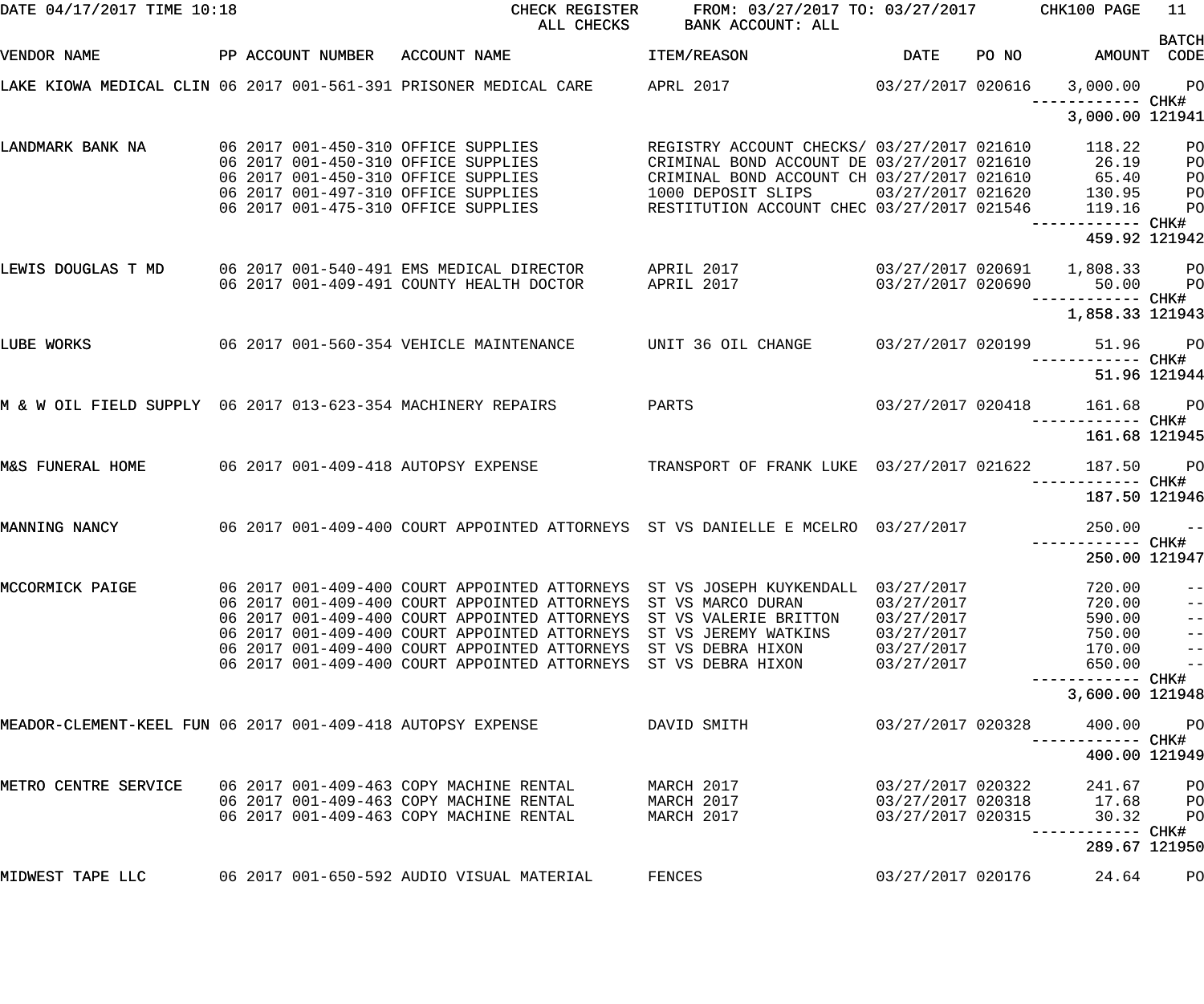DATE 04/17/2017 TIME 10:18 CHECK REGISTER FROM: 03/27/2017 TO: 03/27/2017 CHK100 PAGE 11

ALL CHECKS BANK ACCOUNT: ALL

| VENDOR NAME | PP | ACCOUNT NUMBER | ACCOUNT NAME | ITEM/REASON | DATE | PO NO | AMOUNT | BATCH CODE |
|---|---|---|---|---|---|---|---|---|
| LAKE KIOWA MEDICAL CLIN | 06 | 2017 001-561-391 | PRISONER MEDICAL CARE | APRL 2017 | 03/27/2017 | 020616 | 3,000.00 | PO |
| | | | | | | | ------------ | CHK# |
| | | | | | | | 3,000.00 | 121941 |
| LANDMARK BANK NA | 06 | 2017 001-450-310 | OFFICE SUPPLIES | REGISTRY ACCOUNT CHECKS/ | 03/27/2017 | 021610 | 118.22 | PO |
| | 06 | 2017 001-450-310 | OFFICE SUPPLIES | CRIMINAL BOND ACCOUNT DE | 03/27/2017 | 021610 | 26.19 | PO |
| | 06 | 2017 001-450-310 | OFFICE SUPPLIES | CRIMINAL BOND ACCOUNT CH | 03/27/2017 | 021610 | 65.40 | PO |
| | 06 | 2017 001-497-310 | OFFICE SUPPLIES | 1000 DEPOSIT SLIPS | 03/27/2017 | 021620 | 130.95 | PO |
| | 06 | 2017 001-475-310 | OFFICE SUPPLIES | RESTITUTION ACCOUNT CHEC | 03/27/2017 | 021546 | 119.16 | PO |
| | | | | | | | ------------ | CHK# |
| | | | | | | | 459.92 | 121942 |
| LEWIS DOUGLAS T MD | 06 | 2017 001-540-491 | EMS MEDICAL DIRECTOR | APRIL 2017 | 03/27/2017 | 020691 | 1,808.33 | PO |
| | 06 | 2017 001-409-491 | COUNTY HEALTH DOCTOR | APRIL 2017 | 03/27/2017 | 020690 | 50.00 | PO |
| | | | | | | | ------------ | CHK# |
| | | | | | | | 1,858.33 | 121943 |
| LUBE WORKS | 06 | 2017 001-560-354 | VEHICLE MAINTENANCE | UNIT 36 OIL CHANGE | 03/27/2017 | 020199 | 51.96 | PO |
| | | | | | | | ------------ | CHK# |
| | | | | | | | 51.96 | 121944 |
| M & W OIL FIELD SUPPLY | 06 | 2017 013-623-354 | MACHINERY REPAIRS | PARTS | 03/27/2017 | 020418 | 161.68 | PO |
| | | | | | | | ------------ | CHK# |
| | | | | | | | 161.68 | 121945 |
| M&S FUNERAL HOME | 06 | 2017 001-409-418 | AUTOPSY EXPENSE | TRANSPORT OF FRANK LUKE | 03/27/2017 | 021622 | 187.50 | PO |
| | | | | | | | ------------ | CHK# |
| | | | | | | | 187.50 | 121946 |
| MANNING NANCY | 06 | 2017 001-409-400 | COURT APPOINTED ATTORNEYS | ST VS DANIELLE E MCELRO | 03/27/2017 | | 250.00 | -- |
| | | | | | | | ------------ | CHK# |
| | | | | | | | 250.00 | 121947 |
| MCCORMICK PAIGE | 06 | 2017 001-409-400 | COURT APPOINTED ATTORNEYS | ST VS JOSEPH KUYKENDALL | 03/27/2017 | | 720.00 | -- |
| | 06 | 2017 001-409-400 | COURT APPOINTED ATTORNEYS | ST VS MARCO DURAN | 03/27/2017 | | 720.00 | -- |
| | 06 | 2017 001-409-400 | COURT APPOINTED ATTORNEYS | ST VS VALERIE BRITTON | 03/27/2017 | | 590.00 | -- |
| | 06 | 2017 001-409-400 | COURT APPOINTED ATTORNEYS | ST VS JEREMY WATKINS | 03/27/2017 | | 750.00 | -- |
| | 06 | 2017 001-409-400 | COURT APPOINTED ATTORNEYS | ST VS DEBRA HIXON | 03/27/2017 | | 170.00 | -- |
| | 06 | 2017 001-409-400 | COURT APPOINTED ATTORNEYS | ST VS DEBRA HIXON | 03/27/2017 | | 650.00 | -- |
| | | | | | | | ------------ | CHK# |
| | | | | | | | 3,600.00 | 121948 |
| MEADOR-CLEMENT-KEEL FUN | 06 | 2017 001-409-418 | AUTOPSY EXPENSE | DAVID SMITH | 03/27/2017 | 020328 | 400.00 | PO |
| | | | | | | | ------------ | CHK# |
| | | | | | | | 400.00 | 121949 |
| METRO CENTRE SERVICE | 06 | 2017 001-409-463 | COPY MACHINE RENTAL | MARCH 2017 | 03/27/2017 | 020322 | 241.67 | PO |
| | 06 | 2017 001-409-463 | COPY MACHINE RENTAL | MARCH 2017 | 03/27/2017 | 020318 | 17.68 | PO |
| | 06 | 2017 001-409-463 | COPY MACHINE RENTAL | MARCH 2017 | 03/27/2017 | 020315 | 30.32 | PO |
| | | | | | | | ------------ | CHK# |
| | | | | | | | 289.67 | 121950 |
| MIDWEST TAPE LLC | 06 | 2017 001-650-592 | AUDIO VISUAL MATERIAL | FENCES | 03/27/2017 | 020176 | 24.64 | PO |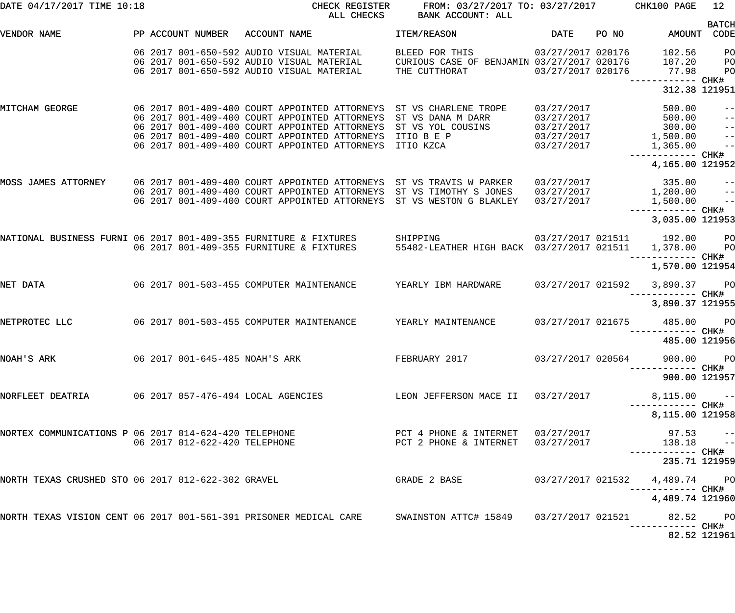DATE 04/17/2017 TIME 10:18 CHECK REGISTER FROM: 03/27/2017 TO: 03/27/2017 CHK100 PAGE 12
ALL CHECKS BANK ACCOUNT: ALL

| VENDOR NAME | PP ACCOUNT NUMBER | ACCOUNT NAME | ITEM/REASON | DATE | PO NO | AMOUNT | BATCH CODE |
|---|---|---|---|---|---|---|---|
| | 06 2017 001-650-592 | AUDIO VISUAL MATERIAL | BLEED FOR THIS | 03/27/2017 | 020176 | 102.56 | PO |
| | 06 2017 001-650-592 | AUDIO VISUAL MATERIAL | CURIOUS CASE OF BENJAMIN | 03/27/2017 | 020176 | 107.20 | PO |
| | 06 2017 001-650-592 | AUDIO VISUAL MATERIAL | THE CUTTHORAT | 03/27/2017 | 020176 | 77.98 | PO |
| | | | | | | 312.38 | CHK# 121951 |
| MITCHAM GEORGE | 06 2017 001-409-400 | COURT APPOINTED ATTORNEYS | ST VS CHARLENE TROPE | 03/27/2017 | | 500.00 | -- |
| | 06 2017 001-409-400 | COURT APPOINTED ATTORNEYS | ST VS DANA M DARR | 03/27/2017 | | 500.00 | -- |
| | 06 2017 001-409-400 | COURT APPOINTED ATTORNEYS | ST VS YOL COUSINS | 03/27/2017 | | 300.00 | -- |
| | 06 2017 001-409-400 | COURT APPOINTED ATTORNEYS | ITIO B E P | 03/27/2017 | | 1,500.00 | -- |
| | 06 2017 001-409-400 | COURT APPOINTED ATTORNEYS | ITIO KZCA | 03/27/2017 | | 1,365.00 | -- |
| | | | | | | 4,165.00 | CHK# 121952 |
| MOSS JAMES ATTORNEY | 06 2017 001-409-400 | COURT APPOINTED ATTORNEYS | ST VS TRAVIS W PARKER | 03/27/2017 | | 335.00 | -- |
| | 06 2017 001-409-400 | COURT APPOINTED ATTORNEYS | ST VS TIMOTHY S JONES | 03/27/2017 | | 1,200.00 | -- |
| | 06 2017 001-409-400 | COURT APPOINTED ATTORNEYS | ST VS WESTON G BLAKLEY | 03/27/2017 | | 1,500.00 | -- |
| | | | | | | 3,035.00 | CHK# 121953 |
| NATIONAL BUSINESS FURNI | 06 2017 001-409-355 | FURNITURE & FIXTURES | SHIPPING | 03/27/2017 | 021511 | 192.00 | PO |
| | 06 2017 001-409-355 | FURNITURE & FIXTURES | 55482-LEATHER HIGH BACK | 03/27/2017 | 021511 | 1,378.00 | PO |
| | | | | | | 1,570.00 | CHK# 121954 |
| NET DATA | 06 2017 001-503-455 | COMPUTER MAINTENANCE | YEARLY IBM HARDWARE | 03/27/2017 | 021592 | 3,890.37 | PO |
| | | | | | | 3,890.37 | CHK# 121955 |
| NETPROTEC LLC | 06 2017 001-503-455 | COMPUTER MAINTENANCE | YEARLY MAINTENANCE | 03/27/2017 | 021675 | 485.00 | PO |
| | | | | | | 485.00 | CHK# 121956 |
| NOAH'S ARK | 06 2017 001-645-485 | NOAH'S ARK | FEBRUARY 2017 | 03/27/2017 | 020564 | 900.00 | PO |
| | | | | | | 900.00 | CHK# 121957 |
| NORFLEET DEATRIA | 06 2017 057-476-494 | LOCAL AGENCIES | LEON JEFFERSON MACE II | 03/27/2017 | | 8,115.00 | -- |
| | | | | | | 8,115.00 | CHK# 121958 |
| NORTEX COMMUNICATIONS P | 06 2017 014-624-420 | TELEPHONE | PCT 4 PHONE & INTERNET | 03/27/2017 | | 97.53 | -- |
| | 06 2017 012-622-420 | TELEPHONE | PCT 2 PHONE & INTERNET | 03/27/2017 | | 138.18 | -- |
| | | | | | | 235.71 | CHK# 121959 |
| NORTH TEXAS CRUSHED STO | 06 2017 012-622-302 | GRAVEL | GRADE 2 BASE | 03/27/2017 | 021532 | 4,489.74 | PO |
| | | | | | | 4,489.74 | CHK# 121960 |
| NORTH TEXAS VISION CENT | 06 2017 001-561-391 | PRISONER MEDICAL CARE | SWAINSTON ATTC# 15849 | 03/27/2017 | 021521 | 82.52 | PO |
| | | | | | | 82.52 | CHK# 121961 |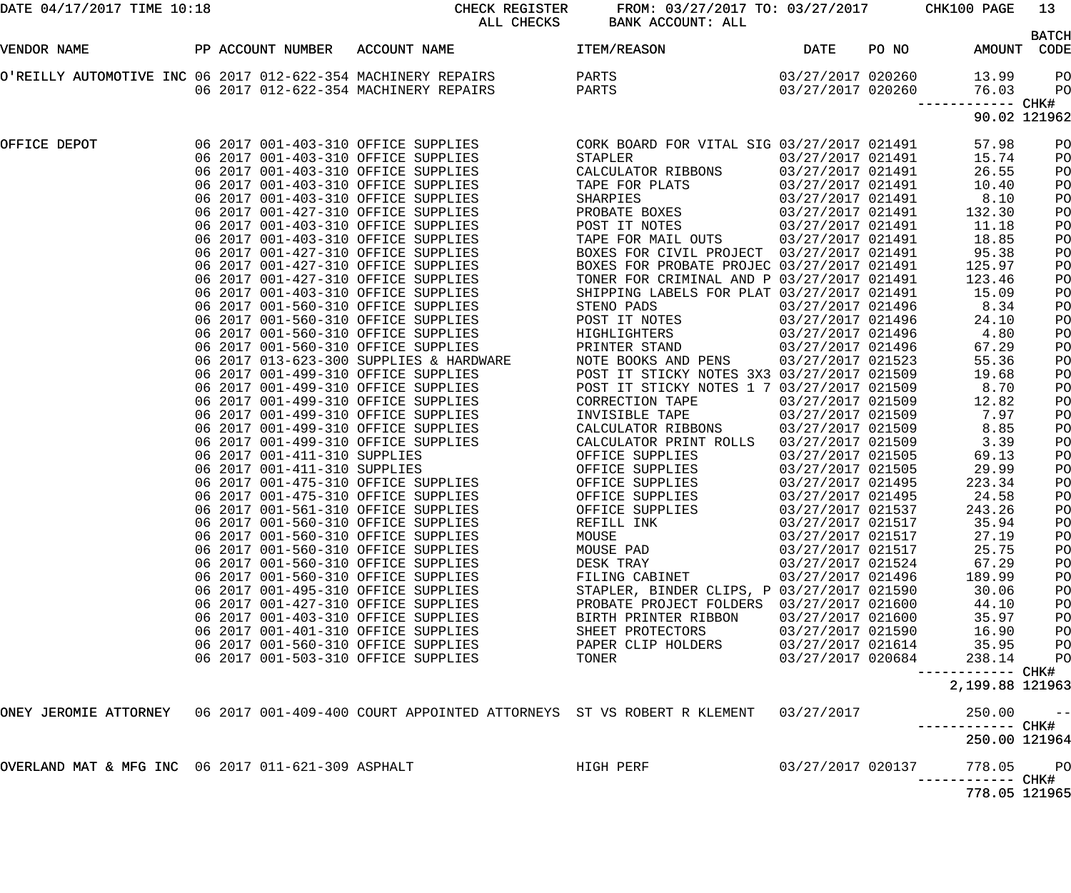DATE 04/17/2017 TIME 10:18 CHECK REGISTER FROM: 03/27/2017 TO: 03/27/2017 CHK100 PAGE 13
ALL CHECKS BANK ACCOUNT: ALL

| VENDOR NAME | PP | ACCOUNT NUMBER | ACCOUNT NAME | ITEM/REASON | DATE | PO NO | AMOUNT | BATCH CODE |
|---|---|---|---|---|---|---|---|---|
| O'REILLY AUTOMOTIVE INC | 06 2017 | 012-622-354 | MACHINERY REPAIRS | PARTS | 03/27/2017 | 020260 | 13.99 | PO |
| | 06 2017 | 012-622-354 | MACHINERY REPAIRS | PARTS | 03/27/2017 | 020260 | 76.03 | PO |
| | | | | | | | ------------ | CHK# |
| | | | | | | | 90.02 | 121962 |
| OFFICE DEPOT | 06 2017 | 001-403-310 | OFFICE SUPPLIES | CORK BOARD FOR VITAL SIG | 03/27/2017 | 021491 | 57.98 | PO |
| | 06 2017 | 001-403-310 | OFFICE SUPPLIES | STAPLER | 03/27/2017 | 021491 | 15.74 | PO |
| | 06 2017 | 001-403-310 | OFFICE SUPPLIES | CALCULATOR RIBBONS | 03/27/2017 | 021491 | 26.55 | PO |
| | 06 2017 | 001-403-310 | OFFICE SUPPLIES | TAPE FOR PLATS | 03/27/2017 | 021491 | 10.40 | PO |
| | 06 2017 | 001-403-310 | OFFICE SUPPLIES | SHARPIES | 03/27/2017 | 021491 | 8.10 | PO |
| | 06 2017 | 001-427-310 | OFFICE SUPPLIES | PROBATE BOXES | 03/27/2017 | 021491 | 132.30 | PO |
| | 06 2017 | 001-403-310 | OFFICE SUPPLIES | POST IT NOTES | 03/27/2017 | 021491 | 11.18 | PO |
| | 06 2017 | 001-403-310 | OFFICE SUPPLIES | TAPE FOR MAIL OUTS | 03/27/2017 | 021491 | 18.85 | PO |
| | 06 2017 | 001-427-310 | OFFICE SUPPLIES | BOXES FOR CIVIL PROJECT | 03/27/2017 | 021491 | 95.38 | PO |
| | 06 2017 | 001-427-310 | OFFICE SUPPLIES | BOXES FOR PROBATE PROJEC | 03/27/2017 | 021491 | 125.97 | PO |
| | 06 2017 | 001-427-310 | OFFICE SUPPLIES | TONER FOR CRIMINAL AND P | 03/27/2017 | 021491 | 123.46 | PO |
| | 06 2017 | 001-403-310 | OFFICE SUPPLIES | SHIPPING LABELS FOR PLAT | 03/27/2017 | 021491 | 15.09 | PO |
| | 06 2017 | 001-560-310 | OFFICE SUPPLIES | STENO PADS | 03/27/2017 | 021496 | 8.34 | PO |
| | 06 2017 | 001-560-310 | OFFICE SUPPLIES | POST IT NOTES | 03/27/2017 | 021496 | 24.10 | PO |
| | 06 2017 | 001-560-310 | OFFICE SUPPLIES | HIGHLIGHTERS | 03/27/2017 | 021496 | 4.80 | PO |
| | 06 2017 | 001-560-310 | OFFICE SUPPLIES | PRINTER STAND | 03/27/2017 | 021496 | 67.29 | PO |
| | 06 2017 | 013-623-300 | SUPPLIES & HARDWARE | NOTE BOOKS AND PENS | 03/27/2017 | 021523 | 55.36 | PO |
| | 06 2017 | 001-499-310 | OFFICE SUPPLIES | POST IT STICKY NOTES 3X3 | 03/27/2017 | 021509 | 19.68 | PO |
| | 06 2017 | 001-499-310 | OFFICE SUPPLIES | POST IT STICKY NOTES 1 7 | 03/27/2017 | 021509 | 8.70 | PO |
| | 06 2017 | 001-499-310 | OFFICE SUPPLIES | CORRECTION TAPE | 03/27/2017 | 021509 | 12.82 | PO |
| | 06 2017 | 001-499-310 | OFFICE SUPPLIES | INVISIBLE TAPE | 03/27/2017 | 021509 | 7.97 | PO |
| | 06 2017 | 001-499-310 | OFFICE SUPPLIES | CALCULATOR RIBBONS | 03/27/2017 | 021509 | 8.85 | PO |
| | 06 2017 | 001-499-310 | OFFICE SUPPLIES | CALCULATOR PRINT ROLLS | 03/27/2017 | 021509 | 3.39 | PO |
| | 06 2017 | 001-411-310 | SUPPLIES | OFFICE SUPPLIES | 03/27/2017 | 021505 | 69.13 | PO |
| | 06 2017 | 001-411-310 | SUPPLIES | OFFICE SUPPLIES | 03/27/2017 | 021505 | 29.99 | PO |
| | 06 2017 | 001-475-310 | OFFICE SUPPLIES | OFFICE SUPPLIES | 03/27/2017 | 021495 | 223.34 | PO |
| | 06 2017 | 001-475-310 | OFFICE SUPPLIES | OFFICE SUPPLIES | 03/27/2017 | 021495 | 24.58 | PO |
| | 06 2017 | 001-561-310 | OFFICE SUPPLIES | OFFICE SUPPLIES | 03/27/2017 | 021537 | 243.26 | PO |
| | 06 2017 | 001-560-310 | OFFICE SUPPLIES | REFILL INK | 03/27/2017 | 021517 | 35.94 | PO |
| | 06 2017 | 001-560-310 | OFFICE SUPPLIES | MOUSE | 03/27/2017 | 021517 | 27.19 | PO |
| | 06 2017 | 001-560-310 | OFFICE SUPPLIES | MOUSE PAD | 03/27/2017 | 021517 | 25.75 | PO |
| | 06 2017 | 001-560-310 | OFFICE SUPPLIES | DESK TRAY | 03/27/2017 | 021524 | 67.29 | PO |
| | 06 2017 | 001-560-310 | OFFICE SUPPLIES | FILING CABINET | 03/27/2017 | 021496 | 189.99 | PO |
| | 06 2017 | 001-495-310 | OFFICE SUPPLIES | STAPLER, BINDER CLIPS, P | 03/27/2017 | 021590 | 30.06 | PO |
| | 06 2017 | 001-427-310 | OFFICE SUPPLIES | PROBATE PROJECT FOLDERS | 03/27/2017 | 021600 | 44.10 | PO |
| | 06 2017 | 001-403-310 | OFFICE SUPPLIES | BIRTH PRINTER RIBBON | 03/27/2017 | 021600 | 35.97 | PO |
| | 06 2017 | 001-401-310 | OFFICE SUPPLIES | SHEET PROTECTORS | 03/27/2017 | 021590 | 16.90 | PO |
| | 06 2017 | 001-560-310 | OFFICE SUPPLIES | PAPER CLIP HOLDERS | 03/27/2017 | 021614 | 35.95 | PO |
| | 06 2017 | 001-503-310 | OFFICE SUPPLIES | TONER | 03/27/2017 | 020684 | 238.14 | PO |
| | | | | | | | ------------ | CHK# |
| | | | | | | | 2,199.88 | 121963 |
| ONEY JEROMIE ATTORNEY | 06 2017 | 001-409-400 | COURT APPOINTED ATTORNEYS | ST VS ROBERT R KLEMENT | 03/27/2017 | | 250.00 | -- |
| | | | | | | | ------------ | CHK# |
| | | | | | | | 250.00 | 121964 |
| OVERLAND MAT & MFG INC | 06 2017 | 011-621-309 | ASPHALT | HIGH PERF | 03/27/2017 | 020137 | 778.05 | PO |
| | | | | | | | ------------ | CHK# |
| | | | | | | | 778.05 | 121965 |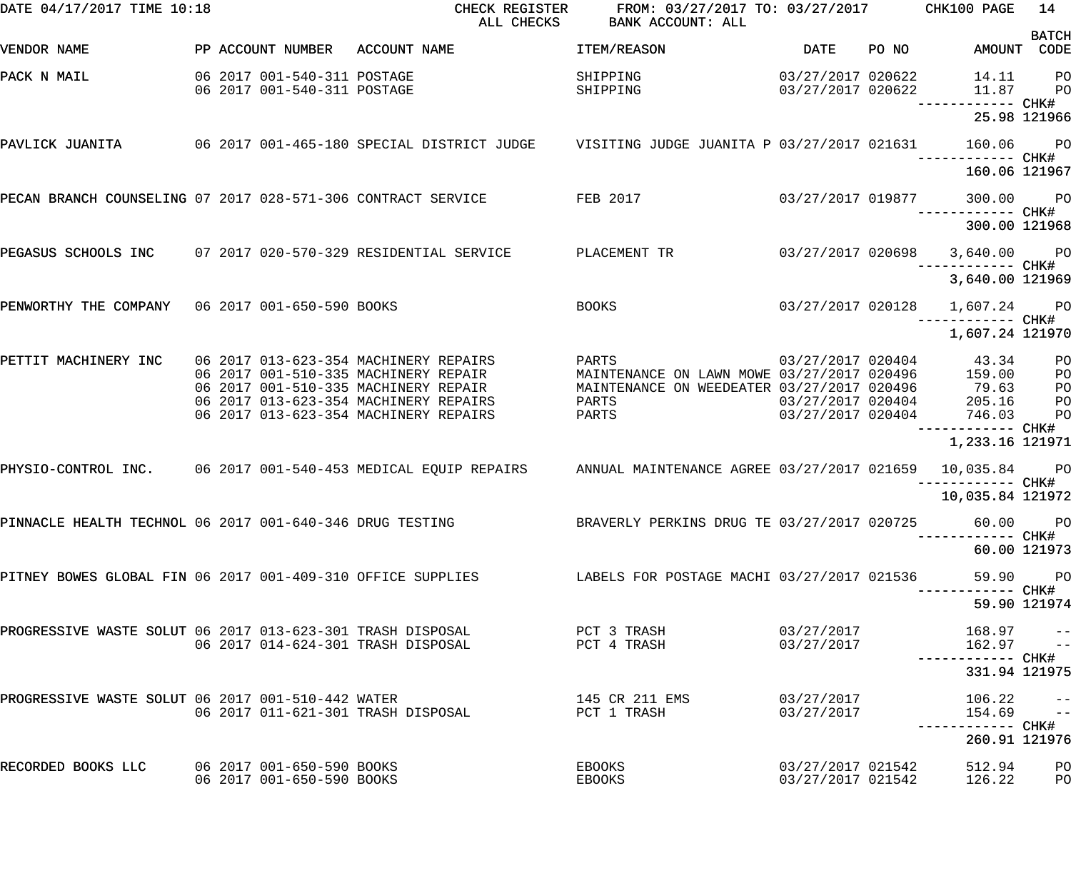DATE 04/17/2017 TIME 10:18 CHECK REGISTER FROM: 03/27/2017 TO: 03/27/2017 CHK100 PAGE 14
ALL CHECKS BANK ACCOUNT: ALL

| VENDOR NAME | PP | ACCOUNT NUMBER | ACCOUNT NAME | ITEM/REASON | DATE | PO NO | AMOUNT | BATCH CODE |
|---|---|---|---|---|---|---|---|---|
| PACK N MAIL | 06 2017 | 001-540-311 | POSTAGE | SHIPPING | 03/27/2017 | 020622 | 14.11 | PO |
| | 06 2017 | 001-540-311 | POSTAGE | SHIPPING | 03/27/2017 | 020622 | 11.87 | PO |
| | | | | | | | 25.98 | CHK# 121966 |
| PAVLICK JUANITA | 06 2017 | 001-465-180 | SPECIAL DISTRICT JUDGE | VISITING JUDGE JUANITA P | 03/27/2017 | 021631 | 160.06 | PO |
| | | | | | | | 160.06 | CHK# 121967 |
| PECAN BRANCH COUNSELING | 07 2017 | 028-571-306 | CONTRACT SERVICE | FEB 2017 | 03/27/2017 | 019877 | 300.00 | PO |
| | | | | | | | 300.00 | CHK# 121968 |
| PEGASUS SCHOOLS INC | 07 2017 | 020-570-329 | RESIDENTIAL SERVICE | PLACEMENT TR | 03/27/2017 | 020698 | 3,640.00 | PO |
| | | | | | | | 3,640.00 | CHK# 121969 |
| PENWORTHY THE COMPANY | 06 2017 | 001-650-590 | BOOKS | BOOKS | 03/27/2017 | 020128 | 1,607.24 | PO |
| | | | | | | | 1,607.24 | CHK# 121970 |
| PETTIT MACHINERY INC | 06 2017 | 013-623-354 | MACHINERY REPAIRS | PARTS | 03/27/2017 | 020404 | 43.34 | PO |
| | 06 2017 | 001-510-335 | MACHINERY REPAIR | MAINTENANCE ON LAWN MOWE | 03/27/2017 | 020496 | 159.00 | PO |
| | 06 2017 | 001-510-335 | MACHINERY REPAIR | MAINTENANCE ON WEEDEATER | 03/27/2017 | 020496 | 79.63 | PO |
| | 06 2017 | 013-623-354 | MACHINERY REPAIRS | PARTS | 03/27/2017 | 020404 | 205.16 | PO |
| | 06 2017 | 013-623-354 | MACHINERY REPAIRS | PARTS | 03/27/2017 | 020404 | 746.03 | PO |
| | | | | | | | 1,233.16 | CHK# 121971 |
| PHYSIO-CONTROL INC. | 06 2017 | 001-540-453 | MEDICAL EQUIP REPAIRS | ANNUAL MAINTENANCE AGREE | 03/27/2017 | 021659 | 10,035.84 | PO |
| | | | | | | | 10,035.84 | CHK# 121972 |
| PINNACLE HEALTH TECHNOL | 06 2017 | 001-640-346 | DRUG TESTING | BRAVERLY PERKINS DRUG TE | 03/27/2017 | 020725 | 60.00 | PO |
| | | | | | | | 60.00 | CHK# 121973 |
| PITNEY BOWES GLOBAL FIN | 06 2017 | 001-409-310 | OFFICE SUPPLIES | LABELS FOR POSTAGE MACHI | 03/27/2017 | 021536 | 59.90 | PO |
| | | | | | | | 59.90 | CHK# 121974 |
| PROGRESSIVE WASTE SOLUT | 06 2017 | 013-623-301 | TRASH DISPOSAL | PCT 3 TRASH | 03/27/2017 | | 168.97 | -- |
| | 06 2017 | 014-624-301 | TRASH DISPOSAL | PCT 4 TRASH | 03/27/2017 | | 162.97 | -- |
| | | | | | | | 331.94 | CHK# 121975 |
| PROGRESSIVE WASTE SOLUT | 06 2017 | 001-510-442 | WATER | 145 CR 211 EMS | 03/27/2017 | | 106.22 | -- |
| | 06 2017 | 011-621-301 | TRASH DISPOSAL | PCT 1 TRASH | 03/27/2017 | | 154.69 | -- |
| | | | | | | | 260.91 | CHK# 121976 |
| RECORDED BOOKS LLC | 06 2017 | 001-650-590 | BOOKS | EBOOKS | 03/27/2017 | 021542 | 512.94 | PO |
| | 06 2017 | 001-650-590 | BOOKS | EBOOKS | 03/27/2017 | 021542 | 126.22 | PO |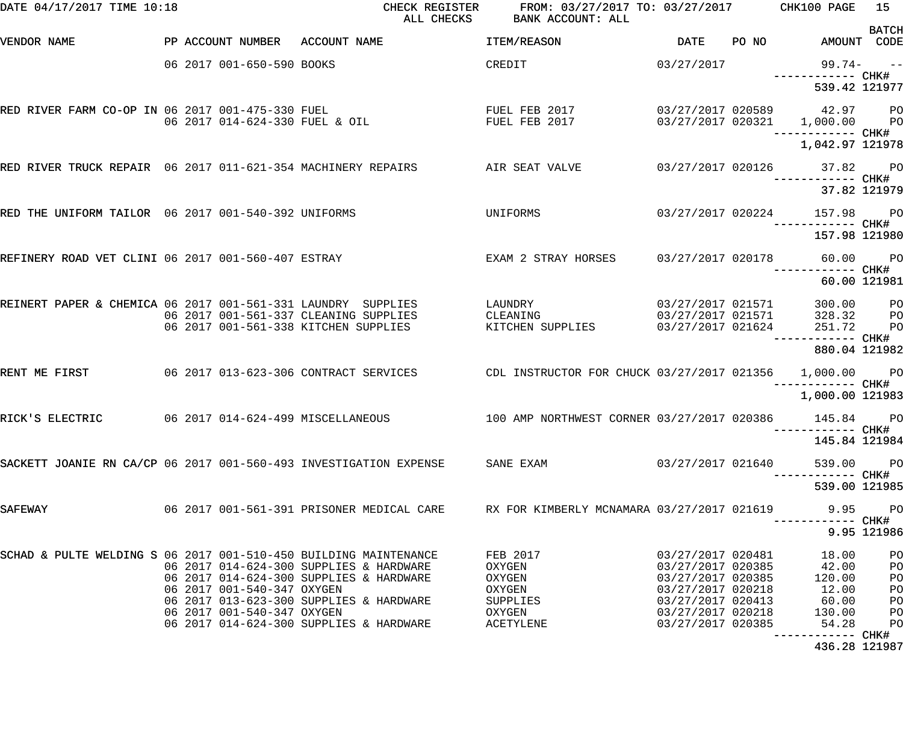| VENDOR NAME | PP | ACCOUNT NUMBER | ACCOUNT NAME | ITEM/REASON | DATE | PO NO | AMOUNT | BATCH CODE |
|---|---|---|---|---|---|---|---|---|
| | 06 | 2017 001-650-590 | BOOKS | CREDIT | 03/27/2017 | | 99.74- | -- |
| | | | | | | | ------------ CHK# | |
| | | | | | | | 539.42 | 121977 |
| RED RIVER FARM CO-OP IN | 06 | 2017 001-475-330 | FUEL | FUEL FEB 2017 | 03/27/2017 | 020589 | 42.97 | PO |
| | 06 | 2017 014-624-330 | FUEL & OIL | FUEL FEB 2017 | 03/27/2017 | 020321 | 1,000.00 | PO |
| | | | | | | | ------------ CHK# | |
| | | | | | | | 1,042.97 | 121978 |
| RED RIVER TRUCK REPAIR | 06 | 2017 011-621-354 | MACHINERY REPAIRS | AIR SEAT VALVE | 03/27/2017 | 020126 | 37.82 | PO |
| | | | | | | | ------------ CHK# | |
| | | | | | | | 37.82 | 121979 |
| RED THE UNIFORM TAILOR | 06 | 2017 001-540-392 | UNIFORMS | UNIFORMS | 03/27/2017 | 020224 | 157.98 | PO |
| | | | | | | | ------------ CHK# | |
| | | | | | | | 157.98 | 121980 |
| REFINERY ROAD VET CLINI | 06 | 2017 001-560-407 | ESTRAY | EXAM 2 STRAY HORSES | 03/27/2017 | 020178 | 60.00 | PO |
| | | | | | | | ------------ CHK# | |
| | | | | | | | 60.00 | 121981 |
| REINERT PAPER & CHEMICA | 06 | 2017 001-561-331 | LAUNDRY SUPPLIES | LAUNDRY | 03/27/2017 | 021571 | 300.00 | PO |
| | 06 | 2017 001-561-337 | CLEANING SUPPLIES | CLEANING | 03/27/2017 | 021571 | 328.32 | PO |
| | 06 | 2017 001-561-338 | KITCHEN SUPPLIES | KITCHEN SUPPLIES | 03/27/2017 | 021624 | 251.72 | PO |
| | | | | | | | ------------ CHK# | |
| | | | | | | | 880.04 | 121982 |
| RENT ME FIRST | 06 | 2017 013-623-306 | CONTRACT SERVICES | CDL INSTRUCTOR FOR CHUCK | 03/27/2017 | 021356 | 1,000.00 | PO |
| | | | | | | | ------------ CHK# | |
| | | | | | | | 1,000.00 | 121983 |
| RICK'S ELECTRIC | 06 | 2017 014-624-499 | MISCELLANEOUS | 100 AMP NORTHWEST CORNER | 03/27/2017 | 020386 | 145.84 | PO |
| | | | | | | | ------------ CHK# | |
| | | | | | | | 145.84 | 121984 |
| SACKETT JOANIE RN CA/CP | 06 | 2017 001-560-493 | INVESTIGATION EXPENSE | SANE EXAM | 03/27/2017 | 021640 | 539.00 | PO |
| | | | | | | | ------------ CHK# | |
| | | | | | | | 539.00 | 121985 |
| SAFEWAY | 06 | 2017 001-561-391 | PRISONER MEDICAL CARE | RX FOR KIMBERLY MCNAMARA | 03/27/2017 | 021619 | 9.95 | PO |
| | | | | | | | ------------ CHK# | |
| | | | | | | | 9.95 | 121986 |
| SCHAD & PULTE WELDING S | 06 | 2017 001-510-450 | BUILDING MAINTENANCE | FEB 2017 | 03/27/2017 | 020481 | 18.00 | PO |
| | 06 | 2017 014-624-300 | SUPPLIES & HARDWARE | OXYGEN | 03/27/2017 | 020385 | 42.00 | PO |
| | 06 | 2017 014-624-300 | SUPPLIES & HARDWARE | OXYGEN | 03/27/2017 | 020385 | 120.00 | PO |
| | 06 | 2017 001-540-347 | OXYGEN | OXYGEN | 03/27/2017 | 020218 | 12.00 | PO |
| | 06 | 2017 013-623-300 | SUPPLIES & HARDWARE | SUPPLIES | 03/27/2017 | 020413 | 60.00 | PO |
| | 06 | 2017 001-540-347 | OXYGEN | OXYGEN | 03/27/2017 | 020218 | 130.00 | PO |
| | 06 | 2017 014-624-300 | SUPPLIES & HARDWARE | ACETYLENE | 03/27/2017 | 020385 | 54.28 | PO |
| | | | | | | | ------------ CHK# | |
| | | | | | | | 436.28 | 121987 |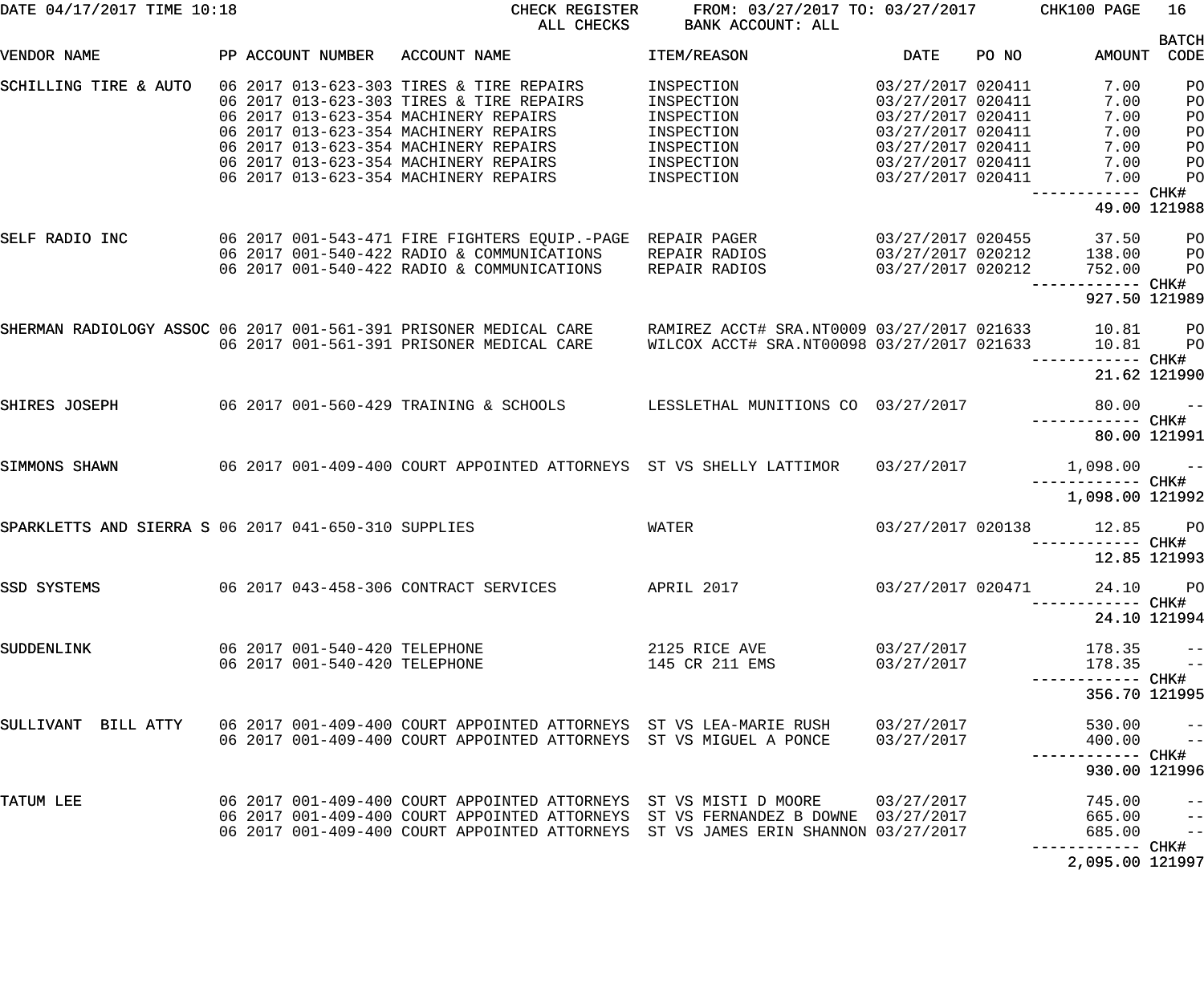DATE 04/17/2017 TIME 10:18 CHECK REGISTER ALL CHECKS FROM: 03/27/2017 TO: 03/27/2017 BANK ACCOUNT: ALL CHK100 PAGE 16

| VENDOR NAME | PP | ACCOUNT NUMBER | ACCOUNT NAME | ITEM/REASON | DATE | PO NO | AMOUNT | BATCH CODE |
|---|---|---|---|---|---|---|---|---|
| SCHILLING TIRE & AUTO | 06 | 2017 013-623-303 | TIRES & TIRE REPAIRS | INSPECTION | 03/27/2017 | 020411 | 7.00 | PO |
| | 06 | 2017 013-623-303 | TIRES & TIRE REPAIRS | INSPECTION | 03/27/2017 | 020411 | 7.00 | PO |
| | 06 | 2017 013-623-354 | MACHINERY REPAIRS | INSPECTION | 03/27/2017 | 020411 | 7.00 | PO |
| | 06 | 2017 013-623-354 | MACHINERY REPAIRS | INSPECTION | 03/27/2017 | 020411 | 7.00 | PO |
| | 06 | 2017 013-623-354 | MACHINERY REPAIRS | INSPECTION | 03/27/2017 | 020411 | 7.00 | PO |
| | 06 | 2017 013-623-354 | MACHINERY REPAIRS | INSPECTION | 03/27/2017 | 020411 | 7.00 | PO |
| | 06 | 2017 013-623-354 | MACHINERY REPAIRS | INSPECTION | 03/27/2017 | 020411 | 7.00 | PO |
| | | | | | | | 49.00 | CHK# 121988 |
| SELF RADIO INC | 06 | 2017 001-543-471 | FIRE FIGHTERS EQUIP.-PAGE | REPAIR PAGER | 03/27/2017 | 020455 | 37.50 | PO |
| | 06 | 2017 001-540-422 | RADIO & COMMUNICATIONS | REPAIR RADIOS | 03/27/2017 | 020212 | 138.00 | PO |
| | 06 | 2017 001-540-422 | RADIO & COMMUNICATIONS | REPAIR RADIOS | 03/27/2017 | 020212 | 752.00 | PO |
| | | | | | | | 927.50 | CHK# 121989 |
| SHERMAN RADIOLOGY ASSOC | 06 | 2017 001-561-391 | PRISONER MEDICAL CARE | RAMIREZ ACCT# SRA.NT0009 | 03/27/2017 | 021633 | 10.81 | PO |
| | 06 | 2017 001-561-391 | PRISONER MEDICAL CARE | WILCOX ACCT# SRA.NT00098 | 03/27/2017 | 021633 | 10.81 | PO |
| | | | | | | | 21.62 | CHK# 121990 |
| SHIRES JOSEPH | 06 | 2017 001-560-429 | TRAINING & SCHOOLS | LESSLETHAL MUNITIONS CO | 03/27/2017 | | 80.00 | -- |
| | | | | | | | 80.00 | CHK# 121991 |
| SIMMONS SHAWN | 06 | 2017 001-409-400 | COURT APPOINTED ATTORNEYS | ST VS SHELLY LATTIMOR | 03/27/2017 | | 1,098.00 | -- |
| | | | | | | | 1,098.00 | CHK# 121992 |
| SPARKLETTS AND SIERRA S | 06 | 2017 041-650-310 | SUPPLIES | WATER | 03/27/2017 | 020138 | 12.85 | PO |
| | | | | | | | 12.85 | CHK# 121993 |
| SSD SYSTEMS | 06 | 2017 043-458-306 | CONTRACT SERVICES | APRIL 2017 | 03/27/2017 | 020471 | 24.10 | PO |
| | | | | | | | 24.10 | CHK# 121994 |
| SUDDENLINK | 06 | 2017 001-540-420 | TELEPHONE | 2125 RICE AVE | 03/27/2017 | | 178.35 | -- |
| | 06 | 2017 001-540-420 | TELEPHONE | 145 CR 211 EMS | 03/27/2017 | | 178.35 | -- |
| | | | | | | | 356.70 | CHK# 121995 |
| SULLIVANT BILL ATTY | 06 | 2017 001-409-400 | COURT APPOINTED ATTORNEYS | ST VS LEA-MARIE RUSH | 03/27/2017 | | 530.00 | -- |
| | 06 | 2017 001-409-400 | COURT APPOINTED ATTORNEYS | ST VS MIGUEL A PONCE | 03/27/2017 | | 400.00 | -- |
| | | | | | | | 930.00 | CHK# 121996 |
| TATUM LEE | 06 | 2017 001-409-400 | COURT APPOINTED ATTORNEYS | ST VS MISTI D MOORE | 03/27/2017 | | 745.00 | -- |
| | 06 | 2017 001-409-400 | COURT APPOINTED ATTORNEYS | ST VS FERNANDEZ B DOWNE | 03/27/2017 | | 665.00 | -- |
| | 06 | 2017 001-409-400 | COURT APPOINTED ATTORNEYS | ST VS JAMES ERIN SHANNON | 03/27/2017 | | 685.00 | -- |
| | | | | | | | 2,095.00 | CHK# 121997 |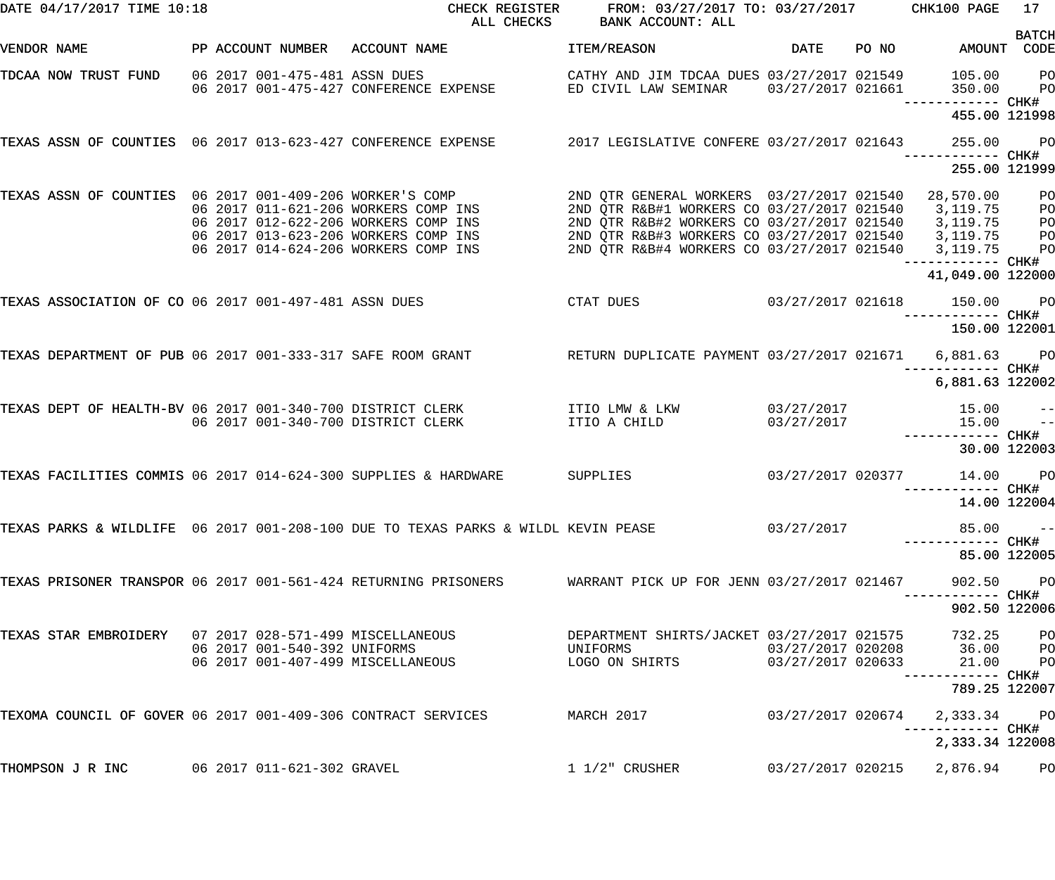DATE 04/17/2017 TIME 10:18 CHECK REGISTER FROM: 03/27/2017 TO: 03/27/2017 CHK100 PAGE 17
ALL CHECKS BANK ACCOUNT: ALL

| VENDOR NAME | PP | ACCOUNT NUMBER | ACCOUNT NAME | ITEM/REASON | DATE | PO NO | AMOUNT | BATCH CODE |
|---|---|---|---|---|---|---|---|---|
| TDCAA NOW TRUST FUND | 06 2017 | 001-475-481 | ASSN DUES | CATHY AND JIM TDCAA DUES | 03/27/2017 | 021549 | 105.00 | PO |
| | 06 2017 | 001-475-427 | CONFERENCE EXPENSE | ED CIVIL LAW SEMINAR | 03/27/2017 | 021661 | 350.00 | PO |
| | | | | | | | 455.00 | CHK# 121998 |
| TEXAS ASSN OF COUNTIES | 06 2017 | 013-623-427 | CONFERENCE EXPENSE | 2017 LEGISLATIVE CONFERE | 03/27/2017 | 021643 | 255.00 | PO |
| | | | | | | | 255.00 | CHK# 121999 |
| TEXAS ASSN OF COUNTIES | 06 2017 | 001-409-206 | WORKER'S COMP | 2ND QTR GENERAL WORKERS | 03/27/2017 | 021540 | 28,570.00 | PO |
| | 06 2017 | 011-621-206 | WORKERS COMP INS | 2ND QTR R&B#1 WORKERS CO | 03/27/2017 | 021540 | 3,119.75 | PO |
| | 06 2017 | 012-622-206 | WORKERS COMP INS | 2ND QTR R&B#2 WORKERS CO | 03/27/2017 | 021540 | 3,119.75 | PO |
| | 06 2017 | 013-623-206 | WORKERS COMP INS | 2ND QTR R&B#3 WORKERS CO | 03/27/2017 | 021540 | 3,119.75 | PO |
| | 06 2017 | 014-624-206 | WORKERS COMP INS | 2ND QTR R&B#4 WORKERS CO | 03/27/2017 | 021540 | 3,119.75 | PO |
| | | | | | | | 41,049.00 | CHK# 122000 |
| TEXAS ASSOCIATION OF CO | 06 2017 | 001-497-481 | ASSN DUES | CTAT DUES | 03/27/2017 | 021618 | 150.00 | PO |
| | | | | | | | 150.00 | CHK# 122001 |
| TEXAS DEPARTMENT OF PUB | 06 2017 | 001-333-317 | SAFE ROOM GRANT | RETURN DUPLICATE PAYMENT | 03/27/2017 | 021671 | 6,881.63 | PO |
| | | | | | | | 6,881.63 | CHK# 122002 |
| TEXAS DEPT OF HEALTH-BV | 06 2017 | 001-340-700 | DISTRICT CLERK | ITIO LMW & LKW | 03/27/2017 | | 15.00 | -- |
| | 06 2017 | 001-340-700 | DISTRICT CLERK | ITIO A CHILD | 03/27/2017 | | 15.00 | -- |
| | | | | | | | 30.00 | CHK# 122003 |
| TEXAS FACILITIES COMMIS | 06 2017 | 014-624-300 | SUPPLIES & HARDWARE | SUPPLIES | 03/27/2017 | 020377 | 14.00 | PO |
| | | | | | | | 14.00 | CHK# 122004 |
| TEXAS PARKS & WILDLIFE | 06 2017 | 001-208-100 | DUE TO TEXAS PARKS & WILDL | KEVIN PEASE | 03/27/2017 | | 85.00 | -- |
| | | | | | | | 85.00 | CHK# 122005 |
| TEXAS PRISONER TRANSPOR | 06 2017 | 001-561-424 | RETURNING PRISONERS | WARRANT PICK UP FOR JENN | 03/27/2017 | 021467 | 902.50 | PO |
| | | | | | | | 902.50 | CHK# 122006 |
| TEXAS STAR EMBROIDERY | 07 2017 | 028-571-499 | MISCELLANEOUS | DEPARTMENT SHIRTS/JACKET | 03/27/2017 | 021575 | 732.25 | PO |
| | 06 2017 | 001-540-392 | UNIFORMS | UNIFORMS | 03/27/2017 | 020208 | 36.00 | PO |
| | 06 2017 | 001-407-499 | MISCELLANEOUS | LOGO ON SHIRTS | 03/27/2017 | 020633 | 21.00 | PO |
| | | | | | | | 789.25 | CHK# 122007 |
| TEXOMA COUNCIL OF GOVER | 06 2017 | 001-409-306 | CONTRACT SERVICES | MARCH 2017 | 03/27/2017 | 020674 | 2,333.34 | PO |
| | | | | | | | 2,333.34 | CHK# 122008 |
| THOMPSON J R INC | 06 2017 | 011-621-302 | GRAVEL | 1 1/2" CRUSHER | 03/27/2017 | 020215 | 2,876.94 | PO |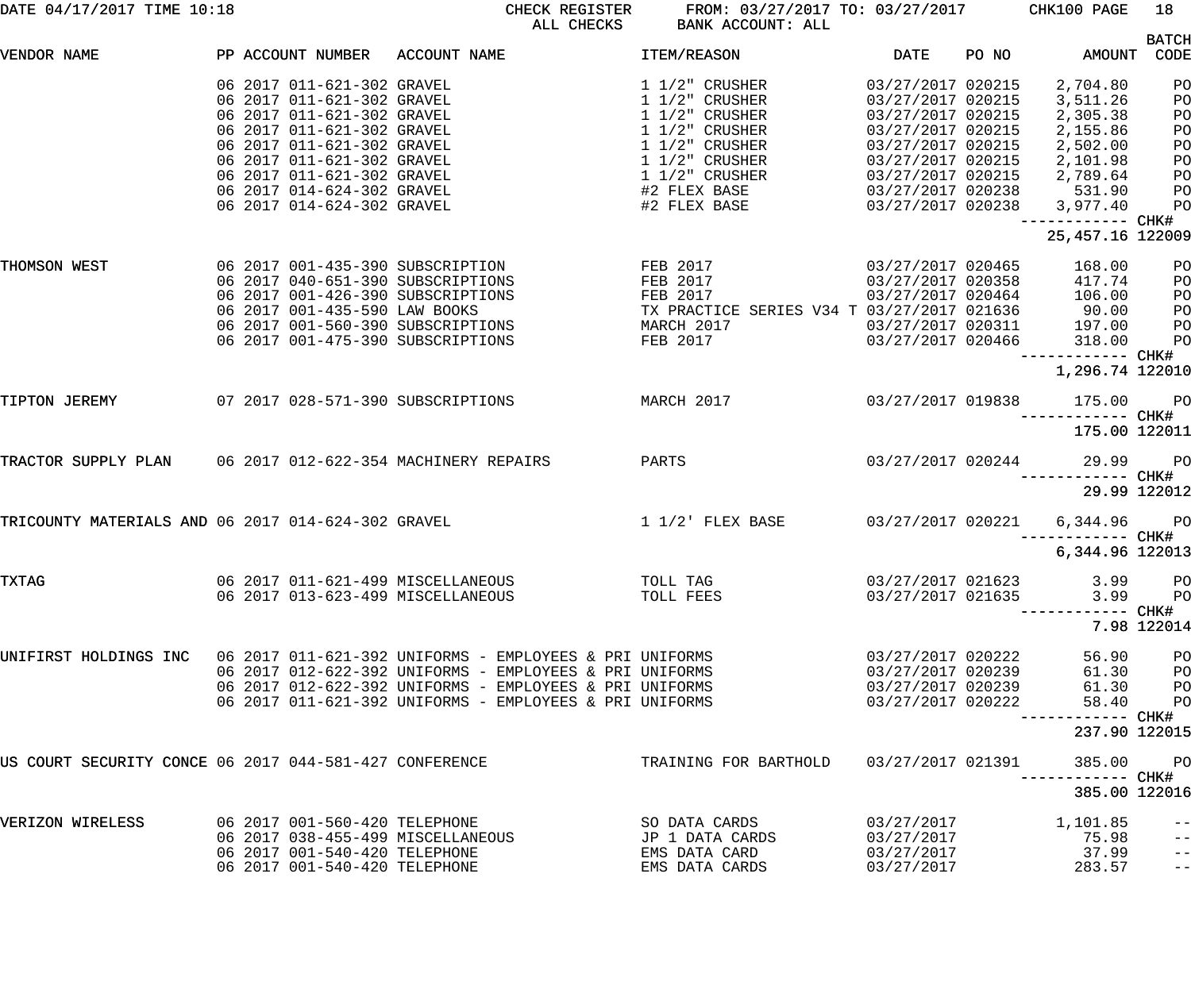DATE 04/17/2017 TIME 10:18 CHECK REGISTER FROM: 03/27/2017 TO: 03/27/2017 CHK100 PAGE 18
ALL CHECKS BANK ACCOUNT: ALL

| VENDOR NAME | PP | ACCOUNT NUMBER | ACCOUNT NAME | ITEM/REASON | DATE | PO NO | AMOUNT | BATCH CODE |
|---|---|---|---|---|---|---|---|---|
| | 06 | 2017 011-621-302 | GRAVEL | 1 1/2" CRUSHER | 03/27/2017 | 020215 | 2,704.80 | PO |
| | 06 | 2017 011-621-302 | GRAVEL | 1 1/2" CRUSHER | 03/27/2017 | 020215 | 3,511.26 | PO |
| | 06 | 2017 011-621-302 | GRAVEL | 1 1/2" CRUSHER | 03/27/2017 | 020215 | 2,305.38 | PO |
| | 06 | 2017 011-621-302 | GRAVEL | 1 1/2" CRUSHER | 03/27/2017 | 020215 | 2,155.86 | PO |
| | 06 | 2017 011-621-302 | GRAVEL | 1 1/2" CRUSHER | 03/27/2017 | 020215 | 2,502.00 | PO |
| | 06 | 2017 011-621-302 | GRAVEL | 1 1/2" CRUSHER | 03/27/2017 | 020215 | 2,101.98 | PO |
| | 06 | 2017 011-621-302 | GRAVEL | 1 1/2" CRUSHER | 03/27/2017 | 020215 | 2,789.64 | PO |
| | 06 | 2017 014-624-302 | GRAVEL | #2 FLEX BASE | 03/27/2017 | 020238 | 531.90 | PO |
| | 06 | 2017 014-624-302 | GRAVEL | #2 FLEX BASE | 03/27/2017 | 020238 | 3,977.40 | PO |
| | | | | | | | 25,457.16 | CHK# 122009 |
| THOMSON WEST | 06 | 2017 001-435-390 | SUBSCRIPTION | FEB 2017 | 03/27/2017 | 020465 | 168.00 | PO |
| | 06 | 2017 040-651-390 | SUBSCRIPTIONS | FEB 2017 | 03/27/2017 | 020358 | 417.74 | PO |
| | 06 | 2017 001-426-390 | SUBSCRIPTIONS | FEB 2017 | 03/27/2017 | 020464 | 106.00 | PO |
| | 06 | 2017 001-435-590 | LAW BOOKS | TX PRACTICE SERIES V34 T | 03/27/2017 | 021636 | 90.00 | PO |
| | 06 | 2017 001-560-390 | SUBSCRIPTIONS | MARCH 2017 | 03/27/2017 | 020311 | 197.00 | PO |
| | 06 | 2017 001-475-390 | SUBSCRIPTIONS | FEB 2017 | 03/27/2017 | 020466 | 318.00 | PO |
| | | | | | | | 1,296.74 | CHK# 122010 |
| TIPTON JEREMY | 07 | 2017 028-571-390 | SUBSCRIPTIONS | MARCH 2017 | 03/27/2017 | 019838 | 175.00 | PO |
| | | | | | | | 175.00 | CHK# 122011 |
| TRACTOR SUPPLY PLAN | 06 | 2017 012-622-354 | MACHINERY REPAIRS | PARTS | 03/27/2017 | 020244 | 29.99 | PO |
| | | | | | | | 29.99 | CHK# 122012 |
| TRICOUNTY MATERIALS AND | 06 | 2017 014-624-302 | GRAVEL | 1 1/2' FLEX BASE | 03/27/2017 | 020221 | 6,344.96 | PO |
| | | | | | | | 6,344.96 | CHK# 122013 |
| TXTAG | 06 | 2017 011-621-499 | MISCELLANEOUS | TOLL TAG | 03/27/2017 | 021623 | 3.99 | PO |
| | 06 | 2017 013-623-499 | MISCELLANEOUS | TOLL FEES | 03/27/2017 | 021635 | 3.99 | PO |
| | | | | | | | 7.98 | CHK# 122014 |
| UNIFIRST HOLDINGS INC | 06 | 2017 011-621-392 | UNIFORMS - EMPLOYEES & PRI | UNIFORMS | 03/27/2017 | 020222 | 56.90 | PO |
| | 06 | 2017 012-622-392 | UNIFORMS - EMPLOYEES & PRI | UNIFORMS | 03/27/2017 | 020239 | 61.30 | PO |
| | 06 | 2017 012-622-392 | UNIFORMS - EMPLOYEES & PRI | UNIFORMS | 03/27/2017 | 020239 | 61.30 | PO |
| | 06 | 2017 011-621-392 | UNIFORMS - EMPLOYEES & PRI | UNIFORMS | 03/27/2017 | 020222 | 58.40 | PO |
| | | | | | | | 237.90 | CHK# 122015 |
| US COURT SECURITY CONCE | 06 | 2017 044-581-427 | CONFERENCE | TRAINING FOR BARTHOLD | 03/27/2017 | 021391 | 385.00 | PO |
| | | | | | | | 385.00 | CHK# 122016 |
| VERIZON WIRELESS | 06 | 2017 001-560-420 | TELEPHONE | SO DATA CARDS | 03/27/2017 | | 1,101.85 | -- |
| | 06 | 2017 038-455-499 | MISCELLANEOUS | JP 1 DATA CARDS | 03/27/2017 | | 75.98 | -- |
| | 06 | 2017 001-540-420 | TELEPHONE | EMS DATA CARD | 03/27/2017 | | 37.99 | -- |
| | 06 | 2017 001-540-420 | TELEPHONE | EMS DATA CARDS | 03/27/2017 | | 283.57 | -- |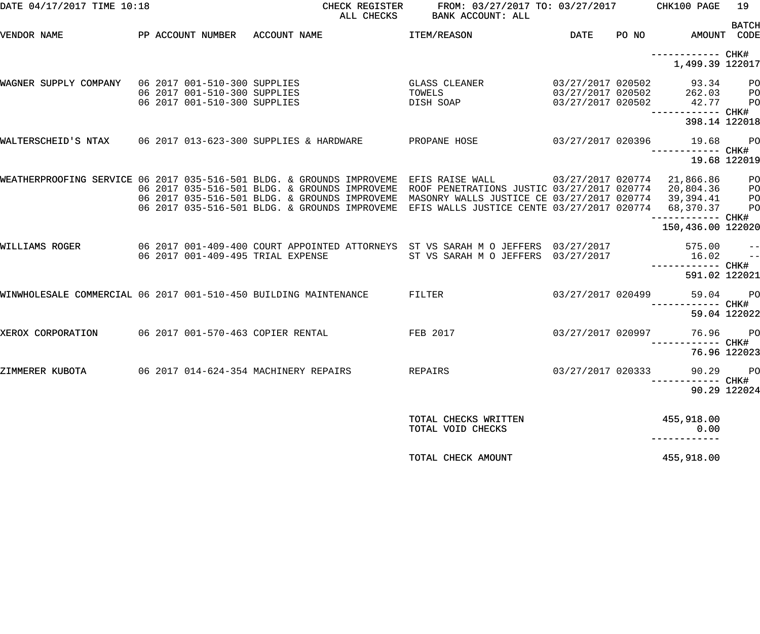CHECK REGISTER — ALL CHECKS — FROM: 03/27/2017 TO: 03/27/2017 — BANK ACCOUNT: ALL

DATE 04/17/2017 TIME 10:18 — CHK100

| VENDOR NAME | PP | ACCOUNT NUMBER | ACCOUNT NAME | ITEM/REASON | DATE | PO NO | AMOUNT | BATCH CODE |
|---|---|---|---|---|---|---|---|---|
| | | | | | | | CHK# | |
| | | | | | | | 1,499.39 | 122017 |
| WAGNER SUPPLY COMPANY | 06 2017 | 001-510-300 | SUPPLIES | GLASS CLEANER | 03/27/2017 | 020502 | 93.34 | PO |
| | 06 2017 | 001-510-300 | SUPPLIES | TOWELS | 03/27/2017 | 020502 | 262.03 | PO |
| | 06 2017 | 001-510-300 | SUPPLIES | DISH SOAP | 03/27/2017 | 020502 | 42.77 | PO |
| | | | | | | | CHK# | |
| | | | | | | | 398.14 | 122018 |
| WALTERSCHEID'S NTAX | 06 2017 | 013-623-300 | SUPPLIES & HARDWARE | PROPANE HOSE | 03/27/2017 | 020396 | 19.68 | PO |
| | | | | | | | CHK# | |
| | | | | | | | 19.68 | 122019 |
| WEATHERPROOFING SERVICE | 06 2017 | 035-516-501 | BLDG. & GROUNDS IMPROVEME | EFIS RAISE WALL | 03/27/2017 | 020774 | 21,866.86 | PO |
| | 06 2017 | 035-516-501 | BLDG. & GROUNDS IMPROVEME | ROOF PENETRATIONS JUSTIC | 03/27/2017 | 020774 | 20,804.36 | PO |
| | 06 2017 | 035-516-501 | BLDG. & GROUNDS IMPROVEME | MASONRY WALLS JUSTICE CE | 03/27/2017 | 020774 | 39,394.41 | PO |
| | 06 2017 | 035-516-501 | BLDG. & GROUNDS IMPROVEME | EFIS WALLS JUSTICE CENTE | 03/27/2017 | 020774 | 68,370.37 | PO |
| | | | | | | | CHK# | |
| | | | | | | | 150,436.00 | 122020 |
| WILLIAMS ROGER | 06 2017 | 001-409-400 | COURT APPOINTED ATTORNEYS | ST VS SARAH M O JEFFERS | 03/27/2017 | | 575.00 | -- |
| | 06 2017 | 001-409-495 | TRIAL EXPENSE | ST VS SARAH M O JEFFERS | 03/27/2017 | | 16.02 | -- |
| | | | | | | | CHK# | |
| | | | | | | | 591.02 | 122021 |
| WINWHOLESALE COMMERCIAL | 06 2017 | 001-510-450 | BUILDING MAINTENANCE | FILTER | 03/27/2017 | 020499 | 59.04 | PO |
| | | | | | | | CHK# | |
| | | | | | | | 59.04 | 122022 |
| XEROX CORPORATION | 06 2017 | 001-570-463 | COPIER RENTAL | FEB 2017 | 03/27/2017 | 020997 | 76.96 | PO |
| | | | | | | | CHK# | |
| | | | | | | | 76.96 | 122023 |
| ZIMMERER KUBOTA | 06 2017 | 014-624-354 | MACHINERY REPAIRS | REPAIRS | 03/27/2017 | 020333 | 90.29 | PO |
| | | | | | | | CHK# | |
| | | | | | | | 90.29 | 122024 |

| | |
|---|---|
| TOTAL CHECKS WRITTEN | 455,918.00 |
| TOTAL VOID CHECKS | 0.00 |
| TOTAL CHECK AMOUNT | 455,918.00 |